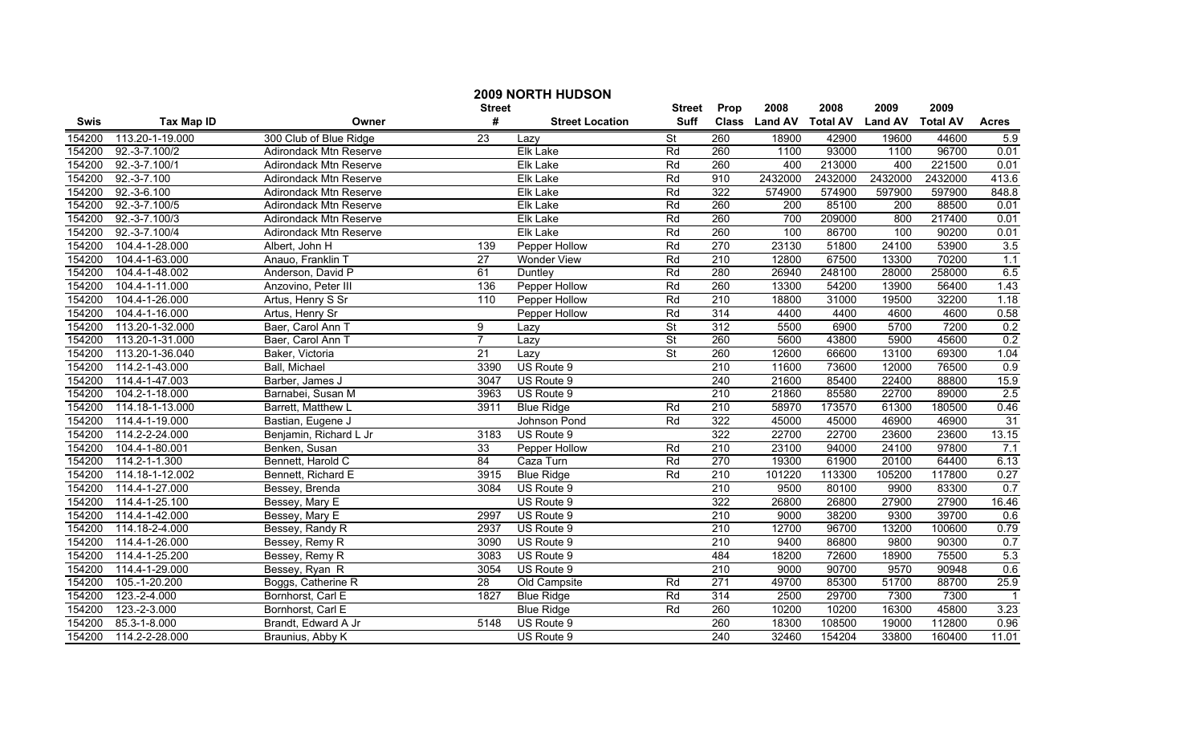# 2009 NORTH HUDSON

| Swis | Tax Map ID | Owner | Street # | Street Location | Street Suff | Prop Class | 2008 Land AV | 2008 Total AV | 2009 Land AV | 2009 Total AV | Acres |
|---|---|---|---|---|---|---|---|---|---|---|---|
| 154200 | 113.20-1-19.000 | 300 Club of Blue Ridge | 23 | Lazy | St | 260 | 18900 | 42900 | 19600 | 44600 | 5.9 |
| 154200 | 92.-3-7.100/2 | Adirondack Mtn Reserve | | Elk Lake | Rd | 260 | 1100 | 93000 | 1100 | 96700 | 0.01 |
| 154200 | 92.-3-7.100/1 | Adirondack Mtn Reserve | | Elk Lake | Rd | 260 | 400 | 213000 | 400 | 221500 | 0.01 |
| 154200 | 92.-3-7.100 | Adirondack Mtn Reserve | | Elk Lake | Rd | 910 | 2432000 | 2432000 | 2432000 | 2432000 | 413.6 |
| 154200 | 92.-3-6.100 | Adirondack Mtn Reserve | | Elk Lake | Rd | 322 | 574900 | 574900 | 597900 | 597900 | 848.8 |
| 154200 | 92.-3-7.100/5 | Adirondack Mtn Reserve | | Elk Lake | Rd | 260 | 200 | 85100 | 200 | 88500 | 0.01 |
| 154200 | 92.-3-7.100/3 | Adirondack Mtn Reserve | | Elk Lake | Rd | 260 | 700 | 209000 | 800 | 217400 | 0.01 |
| 154200 | 92.-3-7.100/4 | Adirondack Mtn Reserve | | Elk Lake | Rd | 260 | 100 | 86700 | 100 | 90200 | 0.01 |
| 154200 | 104.4-1-28.000 | Albert, John H | 139 | Pepper Hollow | Rd | 270 | 23130 | 51800 | 24100 | 53900 | 3.5 |
| 154200 | 104.4-1-63.000 | Anauo, Franklin T | 27 | Wonder View | Rd | 210 | 12800 | 67500 | 13300 | 70200 | 1.1 |
| 154200 | 104.4-1-48.002 | Anderson, David P | 61 | Duntley | Rd | 280 | 26940 | 248100 | 28000 | 258000 | 6.5 |
| 154200 | 104.4-1-11.000 | Anzovino, Peter III | 136 | Pepper Hollow | Rd | 260 | 13300 | 54200 | 13900 | 56400 | 1.43 |
| 154200 | 104.4-1-26.000 | Artus, Henry S Sr | 110 | Pepper Hollow | Rd | 210 | 18800 | 31000 | 19500 | 32200 | 1.18 |
| 154200 | 104.4-1-16.000 | Artus, Henry Sr | | Pepper Hollow | Rd | 314 | 4400 | 4400 | 4600 | 4600 | 0.58 |
| 154200 | 113.20-1-32.000 | Baer, Carol Ann T | 9 | Lazy | St | 312 | 5500 | 6900 | 5700 | 7200 | 0.2 |
| 154200 | 113.20-1-31.000 | Baer, Carol Ann T | 7 | Lazy | St | 260 | 5600 | 43800 | 5900 | 45600 | 0.2 |
| 154200 | 113.20-1-36.040 | Baker, Victoria | 21 | Lazy | St | 260 | 12600 | 66600 | 13100 | 69300 | 1.04 |
| 154200 | 114.2-1-43.000 | Ball, Michael | 3390 | US Route 9 | | 210 | 11600 | 73600 | 12000 | 76500 | 0.9 |
| 154200 | 114.4-1-47.003 | Barber, James J | 3047 | US Route 9 | | 240 | 21600 | 85400 | 22400 | 88800 | 15.9 |
| 154200 | 104.2-1-18.000 | Barnabei, Susan M | 3963 | US Route 9 | | 210 | 21860 | 85580 | 22700 | 89000 | 2.5 |
| 154200 | 114.18-1-13.000 | Barrett, Matthew L | 3911 | Blue Ridge | Rd | 210 | 58970 | 173570 | 61300 | 180500 | 0.46 |
| 154200 | 114.4-1-19.000 | Bastian, Eugene J | | Johnson Pond | Rd | 322 | 45000 | 45000 | 46900 | 46900 | 31 |
| 154200 | 114.2-2-24.000 | Benjamin, Richard L Jr | 3183 | US Route 9 | | 322 | 22700 | 22700 | 23600 | 23600 | 13.15 |
| 154200 | 104.4-1-80.001 | Benken, Susan | 33 | Pepper Hollow | Rd | 210 | 23100 | 94000 | 24100 | 97800 | 7.1 |
| 154200 | 114.2-1-1.300 | Bennett, Harold C | 84 | Caza Turn | Rd | 270 | 19300 | 61900 | 20100 | 64400 | 6.13 |
| 154200 | 114.18-1-12.002 | Bennett, Richard E | 3915 | Blue Ridge | Rd | 210 | 101220 | 113300 | 105200 | 117800 | 0.27 |
| 154200 | 114.4-1-27.000 | Bessey, Brenda | 3084 | US Route 9 | | 210 | 9500 | 80100 | 9900 | 83300 | 0.7 |
| 154200 | 114.4-1-25.100 | Bessey, Mary E | | US Route 9 | | 322 | 26800 | 26800 | 27900 | 27900 | 16.46 |
| 154200 | 114.4-1-42.000 | Bessey, Mary E | 2997 | US Route 9 | | 210 | 9000 | 38200 | 9300 | 39700 | 0.6 |
| 154200 | 114.18-2-4.000 | Bessey, Randy R | 2937 | US Route 9 | | 210 | 12700 | 96700 | 13200 | 100600 | 0.79 |
| 154200 | 114.4-1-26.000 | Bessey, Remy R | 3090 | US Route 9 | | 210 | 9400 | 86800 | 9800 | 90300 | 0.7 |
| 154200 | 114.4-1-25.200 | Bessey, Remy R | 3083 | US Route 9 | | 484 | 18200 | 72600 | 18900 | 75500 | 5.3 |
| 154200 | 114.4-1-29.000 | Bessey, Ryan R | 3054 | US Route 9 | | 210 | 9000 | 90700 | 9570 | 90948 | 0.6 |
| 154200 | 105.-1-20.200 | Boggs, Catherine R | 28 | Old Campsite | Rd | 271 | 49700 | 85300 | 51700 | 88700 | 25.9 |
| 154200 | 123.-2-4.000 | Bornhorst, Carl E | 1827 | Blue Ridge | Rd | 314 | 2500 | 29700 | 7300 | 7300 | 1 |
| 154200 | 123.-2-3.000 | Bornhorst, Carl E | | Blue Ridge | Rd | 260 | 10200 | 10200 | 16300 | 45800 | 3.23 |
| 154200 | 85.3-1-8.000 | Brandt, Edward A Jr | 5148 | US Route 9 | | 260 | 18300 | 108500 | 19000 | 112800 | 0.96 |
| 154200 | 114.2-2-28.000 | Braunius, Abby K | | US Route 9 | | 240 | 32460 | 154204 | 33800 | 160400 | 11.01 |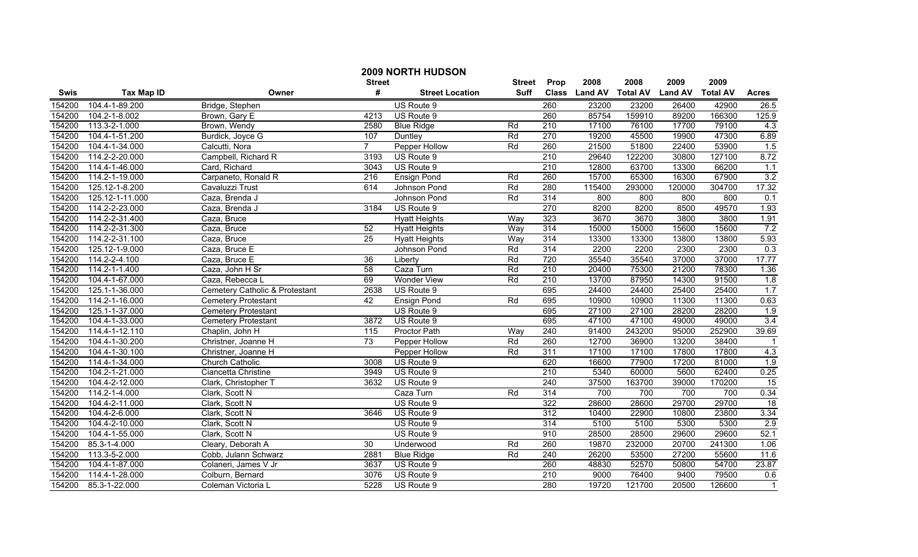# 2009 NORTH HUDSON

| Swis | Tax Map ID | Owner | Street # | Street Location | Street Suff | Prop Class | 2008 Land AV | 2008 Total AV | 2009 Land AV | 2009 Total AV | Acres |
|---|---|---|---|---|---|---|---|---|---|---|---|
| 154200 | 104.4-1-89.200 | Bridge, Stephen | | US Route 9 | | 260 | 23200 | 23200 | 26400 | 42900 | 26.5 |
| 154200 | 104.2-1-8.002 | Brown, Gary E | 4213 | US Route 9 | | 260 | 85754 | 159910 | 89200 | 166300 | 125.9 |
| 154200 | 113.3-2-1.000 | Brown, Wendy | 2580 | Blue Ridge | Rd | 210 | 17100 | 76100 | 17700 | 79100 | 4.3 |
| 154200 | 104.4-1-51.200 | Burdick, Joyce G | 107 | Duntley | Rd | 270 | 19200 | 45500 | 19900 | 47300 | 6.89 |
| 154200 | 104.4-1-34.000 | Calcutti, Nora | 7 | Pepper Hollow | Rd | 260 | 21500 | 51800 | 22400 | 53900 | 1.5 |
| 154200 | 114.2-2-20.000 | Campbell, Richard R | 3193 | US Route 9 | | 210 | 29640 | 122200 | 30800 | 127100 | 8.72 |
| 154200 | 114.4-1-46.000 | Card, Richard | 3043 | US Route 9 | | 210 | 12800 | 63700 | 13300 | 66200 | 1.1 |
| 154200 | 114.2-1-19.000 | Carpaneto, Ronald R | 216 | Ensign Pond | Rd | 260 | 15700 | 65300 | 16300 | 67900 | 3.2 |
| 154200 | 125.12-1-8.200 | Cavaluzzi Trust | 614 | Johnson Pond | Rd | 280 | 115400 | 293000 | 120000 | 304700 | 17.32 |
| 154200 | 125.12-1-11.000 | Caza, Brenda J | | Johnson Pond | Rd | 314 | 800 | 800 | 800 | 800 | 0.1 |
| 154200 | 114.2-2-23.000 | Caza, Brenda J | 3184 | US Route 9 | | 270 | 8200 | 8200 | 8500 | 49570 | 1.93 |
| 154200 | 114.2-2-31.400 | Caza, Bruce | | Hyatt Heights | Way | 323 | 3670 | 3670 | 3800 | 3800 | 1.91 |
| 154200 | 114.2-2-31.300 | Caza, Bruce | 52 | Hyatt Heights | Way | 314 | 15000 | 15000 | 15600 | 15600 | 7.2 |
| 154200 | 114.2-2-31.100 | Caza, Bruce | 25 | Hyatt Heights | Way | 314 | 13300 | 13300 | 13800 | 13800 | 5.93 |
| 154200 | 125.12-1-9.000 | Caza, Bruce E | | Johnson Pond | Rd | 314 | 2200 | 2200 | 2300 | 2300 | 0.3 |
| 154200 | 114.2-2-4.100 | Caza, Bruce E | 36 | Liberty | Rd | 720 | 35540 | 35540 | 37000 | 37000 | 17.77 |
| 154200 | 114.2-1-1.400 | Caza, John H Sr | 58 | Caza Turn | Rd | 210 | 20400 | 75300 | 21200 | 78300 | 1.36 |
| 154200 | 104.4-1-67.000 | Caza, Rebecca L | 69 | Wonder View | Rd | 210 | 13700 | 87950 | 14300 | 91500 | 1.8 |
| 154200 | 125.1-1-36.000 | Cemetery Catholic & Protestant | 2638 | US Route 9 | | 695 | 24400 | 24400 | 25400 | 25400 | 1.7 |
| 154200 | 114.2-1-16.000 | Cemetery Protestant | 42 | Ensign Pond | Rd | 695 | 10900 | 10900 | 11300 | 11300 | 0.63 |
| 154200 | 125.1-1-37.000 | Cemetery Protestant | | US Route 9 | | 695 | 27100 | 27100 | 28200 | 28200 | 1.9 |
| 154200 | 104.4-1-33.000 | Cemetery Protestant | 3872 | US Route 9 | | 695 | 47100 | 47100 | 49000 | 49000 | 3.4 |
| 154200 | 114.4-1-12.110 | Chaplin, John H | 115 | Proctor Path | Way | 240 | 91400 | 243200 | 95000 | 252900 | 39.69 |
| 154200 | 104.4-1-30.200 | Christner, Joanne H | 73 | Pepper Hollow | Rd | 260 | 12700 | 36900 | 13200 | 38400 | 1 |
| 154200 | 104.4-1-30.100 | Christner, Joanne H | | Pepper Hollow | Rd | 311 | 17100 | 17100 | 17800 | 17800 | 4.3 |
| 154200 | 114.4-1-34.000 | Church Catholic | 3008 | US Route 9 | | 620 | 16600 | 77900 | 17200 | 81000 | 1.9 |
| 154200 | 104.2-1-21.000 | Ciancetta Christine | 3949 | US Route 9 | | 210 | 5340 | 60000 | 5600 | 62400 | 0.25 |
| 154200 | 104.4-2-12.000 | Clark, Christopher T | 3632 | US Route 9 | | 240 | 37500 | 163700 | 39000 | 170200 | 15 |
| 154200 | 114.2-1-4.000 | Clark, Scott N | | Caza Turn | Rd | 314 | 700 | 700 | 700 | 700 | 0.34 |
| 154200 | 104.4-2-11.000 | Clark, Scott N | | US Route 9 | | 322 | 28600 | 28600 | 29700 | 29700 | 18 |
| 154200 | 104.4-2-6.000 | Clark, Scott N | 3646 | US Route 9 | | 312 | 10400 | 22900 | 10800 | 23800 | 3.34 |
| 154200 | 104.4-2-10.000 | Clark, Scott N | | US Route 9 | | 314 | 5100 | 5100 | 5300 | 5300 | 2.9 |
| 154200 | 104.4-1-55.000 | Clark, Scott N | | US Route 9 | | 910 | 28500 | 28500 | 29600 | 29600 | 52.1 |
| 154200 | 85.3-1-4.000 | Cleary, Deborah A | 30 | Underwood | Rd | 260 | 19870 | 232000 | 20700 | 241300 | 1.06 |
| 154200 | 113.3-5-2.000 | Cobb, Julann Schwarz | 2881 | Blue Ridge | Rd | 240 | 26200 | 53500 | 27200 | 55600 | 11.6 |
| 154200 | 104.4-1-87.000 | Colaneri, James V Jr | 3637 | US Route 9 | | 260 | 48830 | 52570 | 50800 | 54700 | 23.87 |
| 154200 | 114.4-1-28.000 | Colburn, Bernard | 3076 | US Route 9 | | 210 | 9000 | 76400 | 9400 | 79500 | 0.6 |
| 154200 | 85.3-1-22.000 | Coleman Victoria L | 5228 | US Route 9 | | 280 | 19720 | 121700 | 20500 | 126600 | 1 |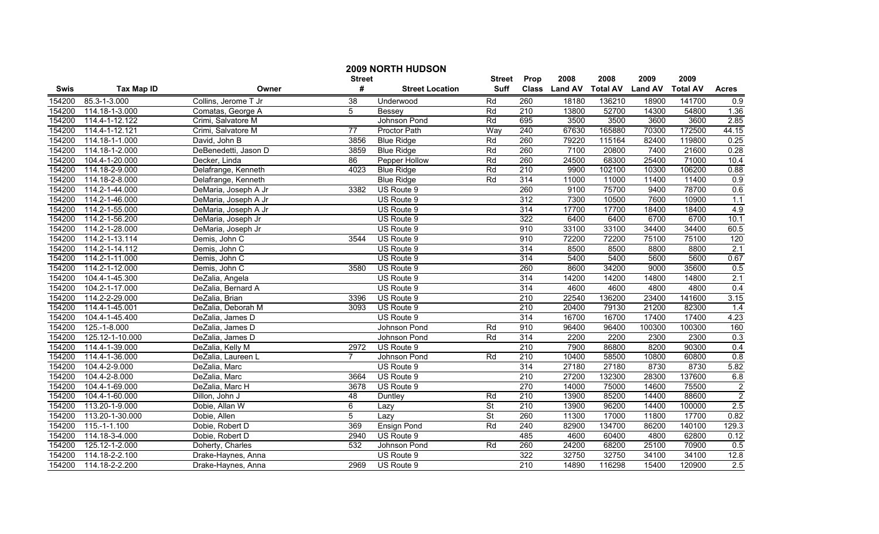# 2009 NORTH HUDSON

| Swis | Tax Map ID | Owner | Street # | Street Location | Street Suff | Prop Class | 2008 Land AV | 2008 Total AV | 2009 Land AV | 2009 Total AV | Acres |
|---|---|---|---|---|---|---|---|---|---|---|---|
| 154200 | 85.3-1-3.000 | Collins, Jerome T Jr | 38 | Underwood | Rd | 260 | 18180 | 136210 | 18900 | 141700 | 0.9 |
| 154200 | 114.18-1-3.000 | Comatas, George A | 5 | Bessey | Rd | 210 | 13800 | 52700 | 14300 | 54800 | 1.36 |
| 154200 | 114.4-1-12.122 | Crimi, Salvatore M | | Johnson Pond | Rd | 695 | 3500 | 3500 | 3600 | 3600 | 2.85 |
| 154200 | 114.4-1-12.121 | Crimi, Salvatore M | 77 | Proctor Path | Way | 240 | 67630 | 165880 | 70300 | 172500 | 44.15 |
| 154200 | 114.18-1-1.000 | David, John B | 3856 | Blue Ridge | Rd | 260 | 79220 | 115164 | 82400 | 119800 | 0.25 |
| 154200 | 114.18-1-2.000 | DeBenedetti, Jason D | 3859 | Blue Ridge | Rd | 260 | 7100 | 20800 | 7400 | 21600 | 0.28 |
| 154200 | 104.4-1-20.000 | Decker, Linda | 86 | Pepper Hollow | Rd | 260 | 24500 | 68300 | 25400 | 71000 | 10.4 |
| 154200 | 114.18-2-9.000 | Delafrange, Kenneth | 4023 | Blue Ridge | Rd | 210 | 9900 | 102100 | 10300 | 106200 | 0.88 |
| 154200 | 114.18-2-8.000 | Delafrange, Kenneth | | Blue Ridge | Rd | 314 | 11000 | 11000 | 11400 | 11400 | 0.9 |
| 154200 | 114.2-1-44.000 | DeMaria, Joseph A Jr | 3382 | US Route 9 | | 260 | 9100 | 75700 | 9400 | 78700 | 0.6 |
| 154200 | 114.2-1-46.000 | DeMaria, Joseph A Jr | | US Route 9 | | 312 | 7300 | 10500 | 7600 | 10900 | 1.1 |
| 154200 | 114.2-1-55.000 | DeMaria, Joseph A Jr | | US Route 9 | | 314 | 17700 | 17700 | 18400 | 18400 | 4.9 |
| 154200 | 114.2-1-56.200 | DeMaria, Joseph Jr | | US Route 9 | | 322 | 6400 | 6400 | 6700 | 6700 | 10.1 |
| 154200 | 114.2-1-28.000 | DeMaria, Joseph Jr | | US Route 9 | | 910 | 33100 | 33100 | 34400 | 34400 | 60.5 |
| 154200 | 114.2-1-13.114 | Demis, John C | 3544 | US Route 9 | | 910 | 72200 | 72200 | 75100 | 75100 | 120 |
| 154200 | 114.2-1-14.112 | Demis, John C | | US Route 9 | | 314 | 8500 | 8500 | 8800 | 8800 | 2.1 |
| 154200 | 114.2-1-11.000 | Demis, John C | | US Route 9 | | 314 | 5400 | 5400 | 5600 | 5600 | 0.67 |
| 154200 | 114.2-1-12.000 | Demis, John C | 3580 | US Route 9 | | 260 | 8600 | 34200 | 9000 | 35600 | 0.5 |
| 154200 | 104.4-1-45.300 | DeZalia, Angela | | US Route 9 | | 314 | 14200 | 14200 | 14800 | 14800 | 2.1 |
| 154200 | 104.2-1-17.000 | DeZalia, Bernard A | | US Route 9 | | 314 | 4600 | 4600 | 4800 | 4800 | 0.4 |
| 154200 | 114.2-2-29.000 | DeZalia, Brian | 3396 | US Route 9 | | 210 | 22540 | 136200 | 23400 | 141600 | 3.15 |
| 154200 | 114.4-1-45.001 | DeZalia, Deborah M | 3093 | US Route 9 | | 210 | 20400 | 79130 | 21200 | 82300 | 1.4 |
| 154200 | 104.4-1-45.400 | DeZalia, James D | | US Route 9 | | 314 | 16700 | 16700 | 17400 | 17400 | 4.23 |
| 154200 | 125.-1-8.000 | DeZalia, James D | | Johnson Pond | Rd | 910 | 96400 | 96400 | 100300 | 100300 | 160 |
| 154200 | 125.12-1-10.000 | DeZalia, James D | | Johnson Pond | Rd | 314 | 2200 | 2200 | 2300 | 2300 | 0.3 |
| 154200 | 114.4-1-39.000 | DeZalia, Kelly M | 2972 | US Route 9 | | 210 | 7900 | 86800 | 8200 | 90300 | 0.4 |
| 154200 | 114.4-1-36.000 | DeZalia, Laureen L | 7 | Johnson Pond | Rd | 210 | 10400 | 58500 | 10800 | 60800 | 0.8 |
| 154200 | 104.4-2-9.000 | DeZalia, Marc | | US Route 9 | | 314 | 27180 | 27180 | 8730 | 8730 | 5.82 |
| 154200 | 104.4-2-8.000 | DeZalia, Marc | 3664 | US Route 9 | | 210 | 27200 | 132300 | 28300 | 137600 | 6.8 |
| 154200 | 104.4-1-69.000 | DeZalia, Marc H | 3678 | US Route 9 | | 270 | 14000 | 75000 | 14600 | 75500 | 2 |
| 154200 | 104.4-1-60.000 | Dillon, John J | 48 | Duntley | Rd | 210 | 13900 | 85200 | 14400 | 88600 | 2 |
| 154200 | 113.20-1-9.000 | Dobie, Allan W | 6 | Lazy | St | 210 | 13900 | 96200 | 14400 | 100000 | 2.5 |
| 154200 | 113.20-1-30.000 | Dobie, Allen | 5 | Lazy | St | 260 | 11300 | 17000 | 11800 | 17700 | 0.82 |
| 154200 | 115.-1-1.100 | Dobie, Robert D | 369 | Ensign Pond | Rd | 240 | 82900 | 134700 | 86200 | 140100 | 129.3 |
| 154200 | 114.18-3-4.000 | Dobie, Robert D | 2940 | US Route 9 | | 485 | 4600 | 60400 | 4800 | 62800 | 0.12 |
| 154200 | 125.12-1-2.000 | Doherty, Charles | 532 | Johnson Pond | Rd | 260 | 24200 | 68200 | 25100 | 70900 | 0.5 |
| 154200 | 114.18-2-2.100 | Drake-Haynes, Anna | | US Route 9 | | 322 | 32750 | 32750 | 34100 | 34100 | 12.8 |
| 154200 | 114.18-2-2.200 | Drake-Haynes, Anna | 2969 | US Route 9 | | 210 | 14890 | 116298 | 15400 | 120900 | 2.5 |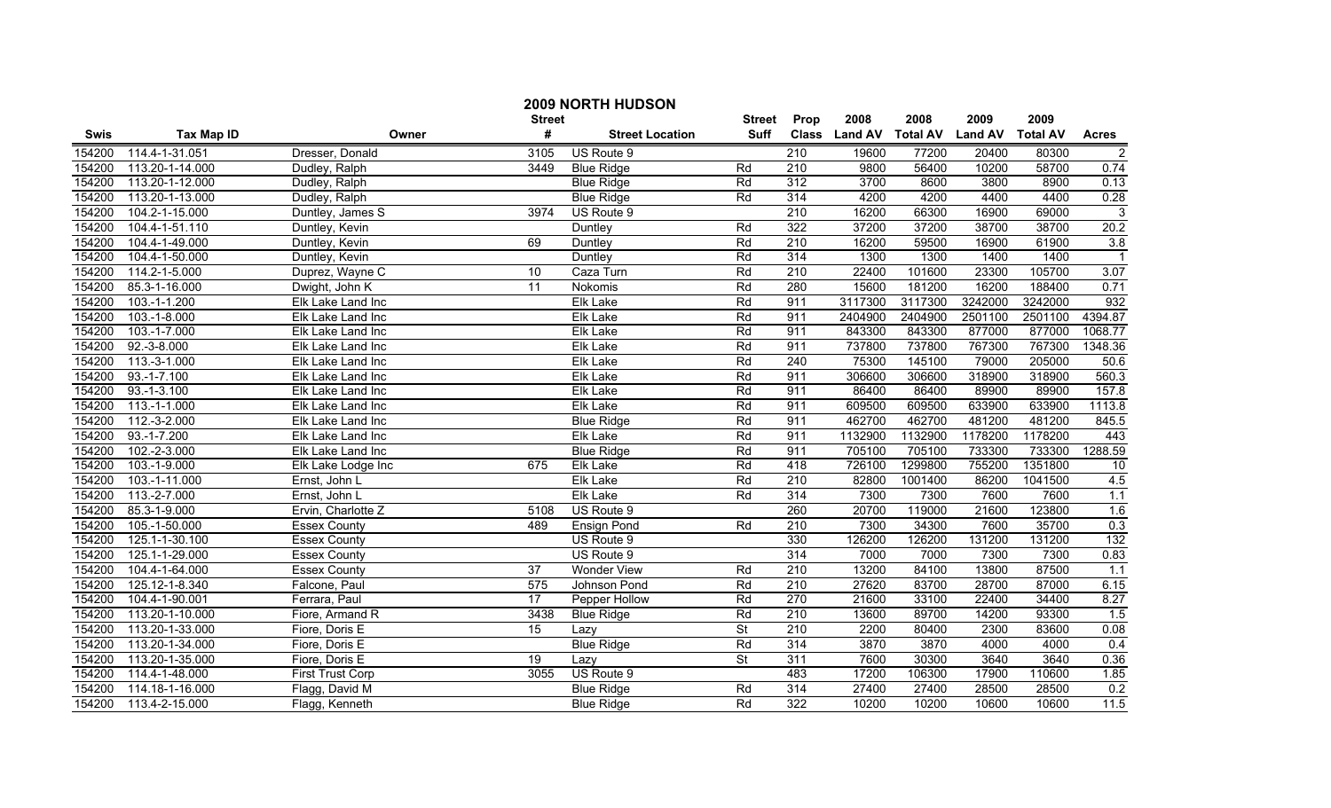# 2009 NORTH HUDSON

| Swis | Tax Map ID | Owner | Street # | Street Location | Street Suff | Prop Class | 2008 Land AV | 2008 Total AV | 2009 Land AV | 2009 Total AV | Acres |
|---|---|---|---|---|---|---|---|---|---|---|---|
| 154200 | 114.4-1-31.051 | Dresser, Donald | 3105 | US Route 9 | | 210 | 19600 | 77200 | 20400 | 80300 | 2 |
| 154200 | 113.20-1-14.000 | Dudley, Ralph | 3449 | Blue Ridge | Rd | 210 | 9800 | 56400 | 10200 | 58700 | 0.74 |
| 154200 | 113.20-1-12.000 | Dudley, Ralph | | Blue Ridge | Rd | 312 | 3700 | 8600 | 3800 | 8900 | 0.13 |
| 154200 | 113.20-1-13.000 | Dudley, Ralph | | Blue Ridge | Rd | 314 | 4200 | 4200 | 4400 | 4400 | 0.28 |
| 154200 | 104.2-1-15.000 | Duntley, James S | 3974 | US Route 9 | | 210 | 16200 | 66300 | 16900 | 69000 | 3 |
| 154200 | 104.4-1-51.110 | Duntley, Kevin | | Duntley | Rd | 322 | 37200 | 37200 | 38700 | 38700 | 20.2 |
| 154200 | 104.4-1-49.000 | Duntley, Kevin | 69 | Duntley | Rd | 210 | 16200 | 59500 | 16900 | 61900 | 3.8 |
| 154200 | 104.4-1-50.000 | Duntley, Kevin | | Duntley | Rd | 314 | 1300 | 1300 | 1400 | 1400 | 1 |
| 154200 | 114.2-1-5.000 | Duprez, Wayne C | 10 | Caza Turn | Rd | 210 | 22400 | 101600 | 23300 | 105700 | 3.07 |
| 154200 | 85.3-1-16.000 | Dwight, John K | 11 | Nokomis | Rd | 280 | 15600 | 181200 | 16200 | 188400 | 0.71 |
| 154200 | 103.-1-1.200 | Elk Lake Land Inc | | Elk Lake | Rd | 911 | 3117300 | 3117300 | 3242000 | 3242000 | 932 |
| 154200 | 103.-1-8.000 | Elk Lake Land Inc | | Elk Lake | Rd | 911 | 2404900 | 2404900 | 2501100 | 2501100 | 4394.87 |
| 154200 | 103.-1-7.000 | Elk Lake Land Inc | | Elk Lake | Rd | 911 | 843300 | 843300 | 877000 | 877000 | 1068.77 |
| 154200 | 92.-3-8.000 | Elk Lake Land Inc | | Elk Lake | Rd | 911 | 737800 | 737800 | 767300 | 767300 | 1348.36 |
| 154200 | 113.-3-1.000 | Elk Lake Land Inc | | Elk Lake | Rd | 240 | 75300 | 145100 | 79000 | 205000 | 50.6 |
| 154200 | 93.-1-7.100 | Elk Lake Land Inc | | Elk Lake | Rd | 911 | 306600 | 306600 | 318900 | 318900 | 560.3 |
| 154200 | 93.-1-3.100 | Elk Lake Land Inc | | Elk Lake | Rd | 911 | 86400 | 86400 | 89900 | 89900 | 157.8 |
| 154200 | 113.-1-1.000 | Elk Lake Land Inc | | Elk Lake | Rd | 911 | 609500 | 609500 | 633900 | 633900 | 1113.8 |
| 154200 | 112.-3-2.000 | Elk Lake Land Inc | | Blue Ridge | Rd | 911 | 462700 | 462700 | 481200 | 481200 | 845.5 |
| 154200 | 93.-1-7.200 | Elk Lake Land Inc | | Elk Lake | Rd | 911 | 1132900 | 1132900 | 1178200 | 1178200 | 443 |
| 154200 | 102.-2-3.000 | Elk Lake Land Inc | | Blue Ridge | Rd | 911 | 705100 | 705100 | 733300 | 733300 | 1288.59 |
| 154200 | 103.-1-9.000 | Elk Lake Lodge Inc | 675 | Elk Lake | Rd | 418 | 726100 | 1299800 | 755200 | 1351800 | 10 |
| 154200 | 103.-1-11.000 | Ernst, John L | | Elk Lake | Rd | 210 | 82800 | 1001400 | 86200 | 1041500 | 4.5 |
| 154200 | 113.-2-7.000 | Ernst, John L | | Elk Lake | Rd | 314 | 7300 | 7300 | 7600 | 7600 | 1.1 |
| 154200 | 85.3-1-9.000 | Ervin, Charlotte Z | 5108 | US Route 9 | | 260 | 20700 | 119000 | 21600 | 123800 | 1.6 |
| 154200 | 105.-1-50.000 | Essex County | 489 | Ensign Pond | Rd | 210 | 7300 | 34300 | 7600 | 35700 | 0.3 |
| 154200 | 125.1-1-30.100 | Essex County | | US Route 9 | | 330 | 126200 | 126200 | 131200 | 131200 | 132 |
| 154200 | 125.1-1-29.000 | Essex County | | US Route 9 | | 314 | 7000 | 7000 | 7300 | 7300 | 0.83 |
| 154200 | 104.4-1-64.000 | Essex County | 37 | Wonder View | Rd | 210 | 13200 | 84100 | 13800 | 87500 | 1.1 |
| 154200 | 125.12-1-8.340 | Falcone, Paul | 575 | Johnson Pond | Rd | 210 | 27620 | 83700 | 28700 | 87000 | 6.15 |
| 154200 | 104.4-1-90.001 | Ferrara, Paul | 17 | Pepper Hollow | Rd | 270 | 21600 | 33100 | 22400 | 34400 | 8.27 |
| 154200 | 113.20-1-10.000 | Fiore, Armand R | 3438 | Blue Ridge | Rd | 210 | 13600 | 89700 | 14200 | 93300 | 1.5 |
| 154200 | 113.20-1-33.000 | Fiore, Doris E | 15 | Lazy | St | 210 | 2200 | 80400 | 2300 | 83600 | 0.08 |
| 154200 | 113.20-1-34.000 | Fiore, Doris E | | Blue Ridge | Rd | 314 | 3870 | 3870 | 4000 | 4000 | 0.4 |
| 154200 | 113.20-1-35.000 | Fiore, Doris E | 19 | Lazy | St | 311 | 7600 | 30300 | 3640 | 3640 | 0.36 |
| 154200 | 114.4-1-48.000 | First Trust Corp | 3055 | US Route 9 | | 483 | 17200 | 106300 | 17900 | 110600 | 1.85 |
| 154200 | 114.18-1-16.000 | Flagg, David M | | Blue Ridge | Rd | 314 | 27400 | 27400 | 28500 | 28500 | 0.2 |
| 154200 | 113.4-2-15.000 | Flagg, Kenneth | | Blue Ridge | Rd | 322 | 10200 | 10200 | 10600 | 10600 | 11.5 |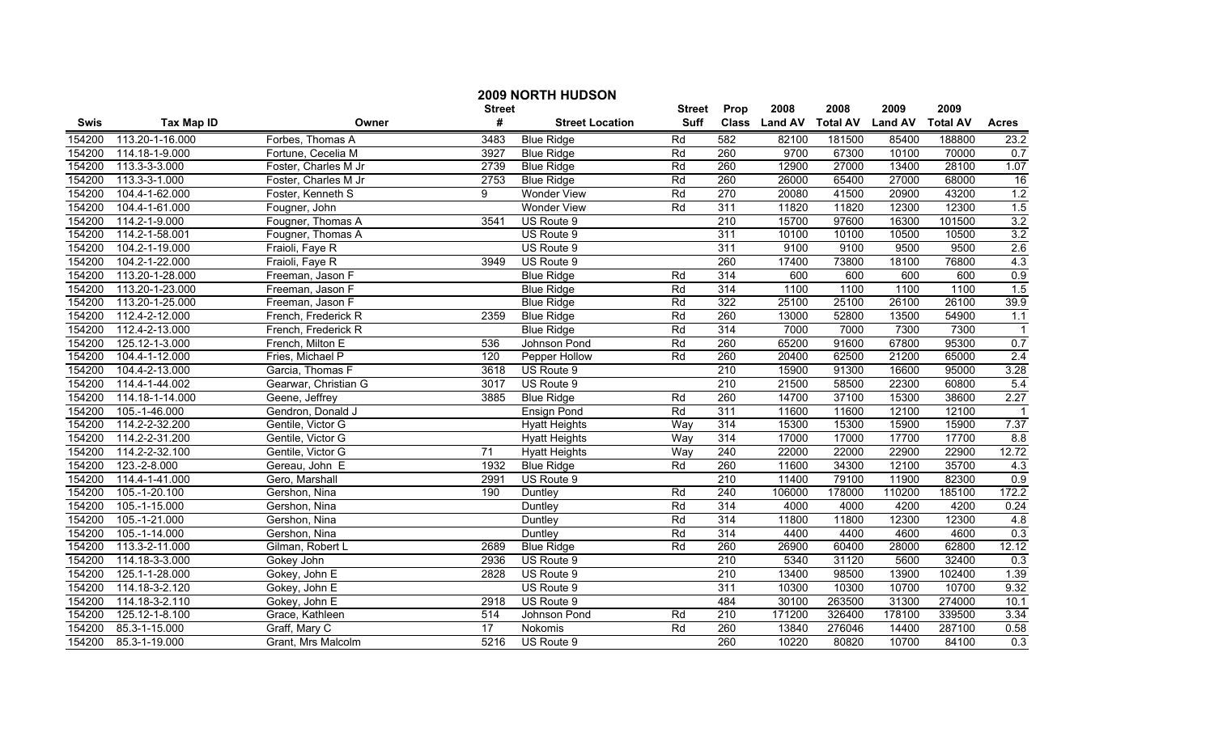# 2009 NORTH HUDSON

| Swis | Tax Map ID | Owner | Street # | Street Location | Street Suff | Prop Class | 2008 Land AV | 2008 Total AV | 2009 Land AV | 2009 Total AV | Acres |
|---|---|---|---|---|---|---|---|---|---|---|---|
| 154200 | 113.20-1-16.000 | Forbes, Thomas A | 3483 | Blue Ridge | Rd | 582 | 82100 | 181500 | 85400 | 188800 | 23.2 |
| 154200 | 114.18-1-9.000 | Fortune, Cecelia M | 3927 | Blue Ridge | Rd | 260 | 9700 | 67300 | 10100 | 70000 | 0.7 |
| 154200 | 113.3-3-3.000 | Foster, Charles M Jr | 2739 | Blue Ridge | Rd | 260 | 12900 | 27000 | 13400 | 28100 | 1.07 |
| 154200 | 113.3-3-1.000 | Foster, Charles M Jr | 2753 | Blue Ridge | Rd | 260 | 26000 | 65400 | 27000 | 68000 | 16 |
| 154200 | 104.4-1-62.000 | Foster, Kenneth S | 9 | Wonder View | Rd | 270 | 20080 | 41500 | 20900 | 43200 | 1.2 |
| 154200 | 104.4-1-61.000 | Fougner, John | | Wonder View | Rd | 311 | 11820 | 11820 | 12300 | 12300 | 1.5 |
| 154200 | 114.2-1-9.000 | Fougner, Thomas A | 3541 | US Route 9 | | 210 | 15700 | 97600 | 16300 | 101500 | 3.2 |
| 154200 | 114.2-1-58.001 | Fougner, Thomas A | | US Route 9 | | 311 | 10100 | 10100 | 10500 | 10500 | 3.2 |
| 154200 | 104.2-1-19.000 | Fraioli, Faye R | | US Route 9 | | 311 | 9100 | 9100 | 9500 | 9500 | 2.6 |
| 154200 | 104.2-1-22.000 | Fraioli, Faye R | 3949 | US Route 9 | | 260 | 17400 | 73800 | 18100 | 76800 | 4.3 |
| 154200 | 113.20-1-28.000 | Freeman, Jason F | | Blue Ridge | Rd | 314 | 600 | 600 | 600 | 600 | 0.9 |
| 154200 | 113.20-1-23.000 | Freeman, Jason F | | Blue Ridge | Rd | 314 | 1100 | 1100 | 1100 | 1100 | 1.5 |
| 154200 | 113.20-1-25.000 | Freeman, Jason F | | Blue Ridge | Rd | 322 | 25100 | 25100 | 26100 | 26100 | 39.9 |
| 154200 | 112.4-2-12.000 | French, Frederick R | 2359 | Blue Ridge | Rd | 260 | 13000 | 52800 | 13500 | 54900 | 1.1 |
| 154200 | 112.4-2-13.000 | French, Frederick R | | Blue Ridge | Rd | 314 | 7000 | 7000 | 7300 | 7300 | 1 |
| 154200 | 125.12-1-3.000 | French, Milton E | 536 | Johnson Pond | Rd | 260 | 65200 | 91600 | 67800 | 95300 | 0.7 |
| 154200 | 104.4-1-12.000 | Fries, Michael P | 120 | Pepper Hollow | Rd | 260 | 20400 | 62500 | 21200 | 65000 | 2.4 |
| 154200 | 104.4-2-13.000 | Garcia, Thomas F | 3618 | US Route 9 | | 210 | 15900 | 91300 | 16600 | 95000 | 3.28 |
| 154200 | 114.4-1-44.002 | Gearwar, Christian G | 3017 | US Route 9 | | 210 | 21500 | 58500 | 22300 | 60800 | 5.4 |
| 154200 | 114.18-1-14.000 | Geene, Jeffrey | 3885 | Blue Ridge | Rd | 260 | 14700 | 37100 | 15300 | 38600 | 2.27 |
| 154200 | 105.-1-46.000 | Gendron, Donald J | | Ensign Pond | Rd | 311 | 11600 | 11600 | 12100 | 12100 | 1 |
| 154200 | 114.2-2-32.200 | Gentile, Victor G | | Hyatt Heights | Way | 314 | 15300 | 15300 | 15900 | 15900 | 7.37 |
| 154200 | 114.2-2-31.200 | Gentile, Victor G | | Hyatt Heights | Way | 314 | 17000 | 17000 | 17700 | 17700 | 8.8 |
| 154200 | 114.2-2-32.100 | Gentile, Victor G | 71 | Hyatt Heights | Way | 240 | 22000 | 22000 | 22900 | 22900 | 12.72 |
| 154200 | 123.-2-8.000 | Gereau, John E | 1932 | Blue Ridge | Rd | 260 | 11600 | 34300 | 12100 | 35700 | 4.3 |
| 154200 | 114.4-1-41.000 | Gero, Marshall | 2991 | US Route 9 | | 210 | 11400 | 79100 | 11900 | 82300 | 0.9 |
| 154200 | 105.-1-20.100 | Gershon, Nina | 190 | Duntley | Rd | 240 | 106000 | 178000 | 110200 | 185100 | 172.2 |
| 154200 | 105.-1-15.000 | Gershon, Nina | | Duntley | Rd | 314 | 4000 | 4000 | 4200 | 4200 | 0.24 |
| 154200 | 105.-1-21.000 | Gershon, Nina | | Duntley | Rd | 314 | 11800 | 11800 | 12300 | 12300 | 4.8 |
| 154200 | 105.-1-14.000 | Gershon, Nina | | Duntley | Rd | 314 | 4400 | 4400 | 4600 | 4600 | 0.3 |
| 154200 | 113.3-2-11.000 | Gilman, Robert L | 2689 | Blue Ridge | Rd | 260 | 26900 | 60400 | 28000 | 62800 | 12.12 |
| 154200 | 114.18-3-3.000 | Gokey John | 2936 | US Route 9 | | 210 | 5340 | 31120 | 5600 | 32400 | 0.3 |
| 154200 | 125.1-1-28.000 | Gokey, John E | 2828 | US Route 9 | | 210 | 13400 | 98500 | 13900 | 102400 | 1.39 |
| 154200 | 114.18-3-2.120 | Gokey, John E | | US Route 9 | | 311 | 10300 | 10300 | 10700 | 10700 | 9.32 |
| 154200 | 114.18-3-2.110 | Gokey, John E | 2918 | US Route 9 | | 484 | 30100 | 263500 | 31300 | 274000 | 10.1 |
| 154200 | 125.12-1-8.100 | Grace, Kathleen | 514 | Johnson Pond | Rd | 210 | 171200 | 326400 | 178100 | 339500 | 3.34 |
| 154200 | 85.3-1-15.000 | Graff, Mary C | 17 | Nokomis | Rd | 260 | 13840 | 276046 | 14400 | 287100 | 0.58 |
| 154200 | 85.3-1-19.000 | Grant, Mrs Malcolm | 5216 | US Route 9 | | 260 | 10220 | 80820 | 10700 | 84100 | 0.3 |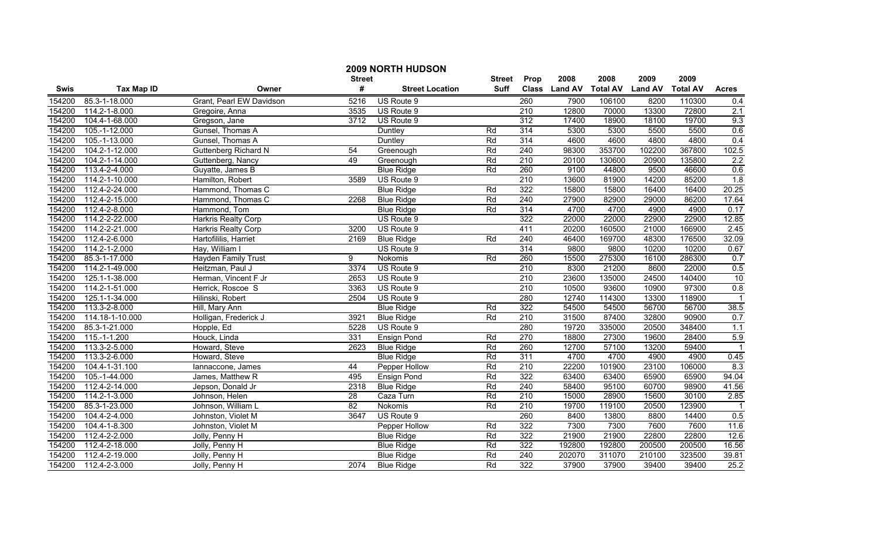# 2009 NORTH HUDSON

| Swis | Tax Map ID | Owner | Street # | Street Location | Street Suff | Prop Class | 2008 Land AV | 2008 Total AV | 2009 Land AV | 2009 Total AV | Acres |
|---|---|---|---|---|---|---|---|---|---|---|---|
| 154200 | 85.3-1-18.000 | Grant, Pearl EW Davidson | 5216 | US Route 9 | | 260 | 7900 | 106100 | 8200 | 110300 | 0.4 |
| 154200 | 114.2-1-8.000 | Gregoire, Anna | 3535 | US Route 9 | | 210 | 12800 | 70000 | 13300 | 72800 | 2.1 |
| 154200 | 104.4-1-68.000 | Gregson, Jane | 3712 | US Route 9 | | 312 | 17400 | 18900 | 18100 | 19700 | 9.3 |
| 154200 | 105.-1-12.000 | Gunsel, Thomas A | | Duntley | Rd | 314 | 5300 | 5300 | 5500 | 5500 | 0.6 |
| 154200 | 105.-1-13.000 | Gunsel, Thomas A | | Duntley | Rd | 314 | 4600 | 4600 | 4800 | 4800 | 0.4 |
| 154200 | 104.2-1-12.000 | Guttenberg Richard N | 54 | Greenough | Rd | 240 | 98300 | 353700 | 102200 | 367800 | 102.5 |
| 154200 | 104.2-1-14.000 | Guttenberg, Nancy | 49 | Greenough | Rd | 210 | 20100 | 130600 | 20900 | 135800 | 2.2 |
| 154200 | 113.4-2-4.000 | Guyatte, James B | | Blue Ridge | Rd | 260 | 9100 | 44800 | 9500 | 46600 | 0.6 |
| 154200 | 114.2-1-10.000 | Hamilton, Robert | 3589 | US Route 9 | | 210 | 13600 | 81900 | 14200 | 85200 | 1.8 |
| 154200 | 112.4-2-24.000 | Hammond, Thomas C | | Blue Ridge | Rd | 322 | 15800 | 15800 | 16400 | 16400 | 20.25 |
| 154200 | 112.4-2-15.000 | Hammond, Thomas C | 2268 | Blue Ridge | Rd | 240 | 27900 | 82900 | 29000 | 86200 | 17.64 |
| 154200 | 112.4-2-8.000 | Hammond, Tom | | Blue Ridge | Rd | 314 | 4700 | 4700 | 4900 | 4900 | 0.17 |
| 154200 | 114.2-2-22.000 | Harkris Realty Corp | | US Route 9 | | 322 | 22000 | 22000 | 22900 | 22900 | 12.85 |
| 154200 | 114.2-2-21.000 | Harkris Realty Corp | 3200 | US Route 9 | | 411 | 20200 | 160500 | 21000 | 166900 | 2.45 |
| 154200 | 112.4-2-6.000 | Hartofililis, Harriet | 2169 | Blue Ridge | Rd | 240 | 46400 | 169700 | 48300 | 176500 | 32.09 |
| 154200 | 114.2-1-2.000 | Hay, William I | | US Route 9 | | 314 | 9800 | 9800 | 10200 | 10200 | 0.67 |
| 154200 | 85.3-1-17.000 | Hayden Family Trust | 9 | Nokomis | Rd | 260 | 15500 | 275300 | 16100 | 286300 | 0.7 |
| 154200 | 114.2-1-49.000 | Heitzman, Paul J | 3374 | US Route 9 | | 210 | 8300 | 21200 | 8600 | 22000 | 0.5 |
| 154200 | 125.1-1-38.000 | Herman, Vincent F Jr | 2653 | US Route 9 | | 210 | 23600 | 135000 | 24500 | 140400 | 10 |
| 154200 | 114.2-1-51.000 | Herrick, Roscoe S | 3363 | US Route 9 | | 210 | 10500 | 93600 | 10900 | 97300 | 0.8 |
| 154200 | 125.1-1-34.000 | Hilinski, Robert | 2504 | US Route 9 | | 280 | 12740 | 114300 | 13300 | 118900 | 1 |
| 154200 | 113.3-2-8.000 | Hill, Mary Ann | | Blue Ridge | Rd | 322 | 54500 | 54500 | 56700 | 56700 | 38.5 |
| 154200 | 114.18-1-10.000 | Holligan, Frederick J | 3921 | Blue Ridge | Rd | 210 | 31500 | 87400 | 32800 | 90900 | 0.7 |
| 154200 | 85.3-1-21.000 | Hopple, Ed | 5228 | US Route 9 | | 280 | 19720 | 335000 | 20500 | 348400 | 1.1 |
| 154200 | 115.-1-1.200 | Houck, Linda | 331 | Ensign Pond | Rd | 270 | 18800 | 27300 | 19600 | 28400 | 5.9 |
| 154200 | 113.3-2-5.000 | Howard, Steve | 2623 | Blue Ridge | Rd | 260 | 12700 | 57100 | 13200 | 59400 | 1 |
| 154200 | 113.3-2-6.000 | Howard, Steve | | Blue Ridge | Rd | 311 | 4700 | 4700 | 4900 | 4900 | 0.45 |
| 154200 | 104.4-1-31.100 | Iannaccone, James | 44 | Pepper Hollow | Rd | 210 | 22200 | 101900 | 23100 | 106000 | 8.3 |
| 154200 | 105.-1-44.000 | James, Matthew R | 495 | Ensign Pond | Rd | 322 | 63400 | 63400 | 65900 | 65900 | 94.04 |
| 154200 | 112.4-2-14.000 | Jepson, Donald Jr | 2318 | Blue Ridge | Rd | 240 | 58400 | 95100 | 60700 | 98900 | 41.56 |
| 154200 | 114.2-1-3.000 | Johnson, Helen | 28 | Caza Turn | Rd | 210 | 15000 | 28900 | 15600 | 30100 | 2.85 |
| 154200 | 85.3-1-23.000 | Johnson, William L | 82 | Nokomis | Rd | 210 | 19700 | 119100 | 20500 | 123900 | 1 |
| 154200 | 104.4-2-4.000 | Johnston, Violet M | 3647 | US Route 9 | | 260 | 8400 | 13800 | 8800 | 14400 | 0.5 |
| 154200 | 104.4-1-8.300 | Johnston, Violet M | | Pepper Hollow | Rd | 322 | 7300 | 7300 | 7600 | 7600 | 11.6 |
| 154200 | 112.4-2-2.000 | Jolly, Penny H | | Blue Ridge | Rd | 322 | 21900 | 21900 | 22800 | 22800 | 12.6 |
| 154200 | 112.4-2-18.000 | Jolly, Penny H | | Blue Ridge | Rd | 322 | 192800 | 192800 | 200500 | 200500 | 16.56 |
| 154200 | 112.4-2-19.000 | Jolly, Penny H | | Blue Ridge | Rd | 240 | 202070 | 311070 | 210100 | 323500 | 39.81 |
| 154200 | 112.4-2-3.000 | Jolly, Penny H | 2074 | Blue Ridge | Rd | 322 | 37900 | 37900 | 39400 | 39400 | 25.2 |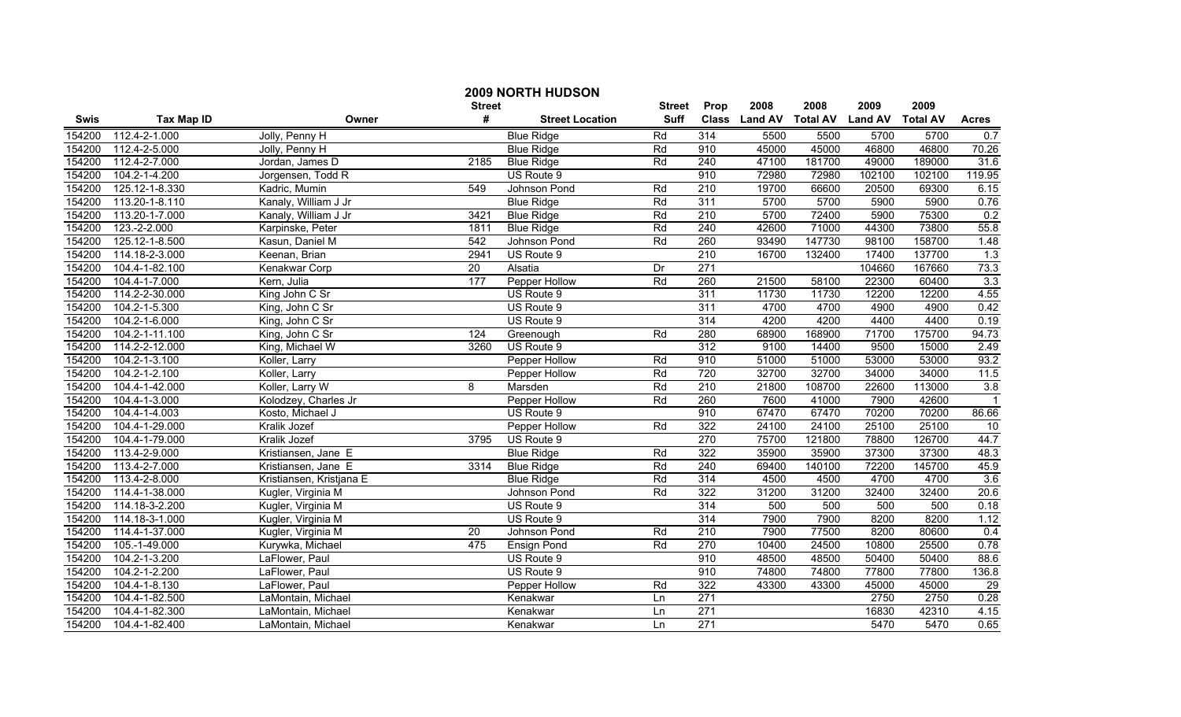# 2009 NORTH HUDSON

| Swis | Tax Map ID | Owner | Street # | Street Location | Street Suff | Prop Class | 2008 Land AV | 2008 Total AV | 2009 Land AV | 2009 Total AV | Acres |
|---|---|---|---|---|---|---|---|---|---|---|---|
| 154200 | 112.4-2-1.000 | Jolly, Penny H | | Blue Ridge | Rd | 314 | 5500 | 5500 | 5700 | 5700 | 0.7 |
| 154200 | 112.4-2-5.000 | Jolly, Penny H | | Blue Ridge | Rd | 910 | 45000 | 45000 | 46800 | 46800 | 70.26 |
| 154200 | 112.4-2-7.000 | Jordan, James D | 2185 | Blue Ridge | Rd | 240 | 47100 | 181700 | 49000 | 189000 | 31.6 |
| 154200 | 104.2-1-4.200 | Jorgensen, Todd R | | US Route 9 | | 910 | 72980 | 72980 | 102100 | 102100 | 119.95 |
| 154200 | 125.12-1-8.330 | Kadric, Mumin | 549 | Johnson Pond | Rd | 210 | 19700 | 66600 | 20500 | 69300 | 6.15 |
| 154200 | 113.20-1-8.110 | Kanaly, William J Jr | | Blue Ridge | Rd | 311 | 5700 | 5700 | 5900 | 5900 | 0.76 |
| 154200 | 113.20-1-7.000 | Kanaly, William J Jr | 3421 | Blue Ridge | Rd | 210 | 5700 | 72400 | 5900 | 75300 | 0.2 |
| 154200 | 123.-2-2.000 | Karpinske, Peter | 1811 | Blue Ridge | Rd | 240 | 42600 | 71000 | 44300 | 73800 | 55.8 |
| 154200 | 125.12-1-8.500 | Kasun, Daniel M | 542 | Johnson Pond | Rd | 260 | 93490 | 147730 | 98100 | 158700 | 1.48 |
| 154200 | 114.18-2-3.000 | Keenan, Brian | 2941 | US Route 9 | | 210 | 16700 | 132400 | 17400 | 137700 | 1.3 |
| 154200 | 104.4-1-82.100 | Kenakwar Corp | 20 | Alsatia | Dr | 271 | | | 104660 | 167660 | 73.3 |
| 154200 | 104.4-1-7.000 | Kern, Julia | 177 | Pepper Hollow | Rd | 260 | 21500 | 58100 | 22300 | 60400 | 3.3 |
| 154200 | 114.2-2-30.000 | King John C Sr | | US Route 9 | | 311 | 11730 | 11730 | 12200 | 12200 | 4.55 |
| 154200 | 104.2-1-5.300 | King, John C Sr | | US Route 9 | | 311 | 4700 | 4700 | 4900 | 4900 | 0.42 |
| 154200 | 104.2-1-6.000 | King, John C Sr | | US Route 9 | | 314 | 4200 | 4200 | 4400 | 4400 | 0.19 |
| 154200 | 104.2-1-11.100 | King, John C Sr | 124 | Greenough | Rd | 280 | 68900 | 168900 | 71700 | 175700 | 94.73 |
| 154200 | 114.2-2-12.000 | King, Michael W | 3260 | US Route 9 | | 312 | 9100 | 14400 | 9500 | 15000 | 2.49 |
| 154200 | 104.2-1-3.100 | Koller, Larry | | Pepper Hollow | Rd | 910 | 51000 | 51000 | 53000 | 53000 | 93.2 |
| 154200 | 104.2-1-2.100 | Koller, Larry | | Pepper Hollow | Rd | 720 | 32700 | 32700 | 34000 | 34000 | 11.5 |
| 154200 | 104.4-1-42.000 | Koller, Larry W | 8 | Marsden | Rd | 210 | 21800 | 108700 | 22600 | 113000 | 3.8 |
| 154200 | 104.4-1-3.000 | Kolodzey, Charles Jr | | Pepper Hollow | Rd | 260 | 7600 | 41000 | 7900 | 42600 | 1 |
| 154200 | 104.4-1-4.003 | Kosto, Michael J | | US Route 9 | | 910 | 67470 | 67470 | 70200 | 70200 | 86.66 |
| 154200 | 104.4-1-29.000 | Kralik Jozef | | Pepper Hollow | Rd | 322 | 24100 | 24100 | 25100 | 25100 | 10 |
| 154200 | 104.4-1-79.000 | Kralik Jozef | 3795 | US Route 9 | | 270 | 75700 | 121800 | 78800 | 126700 | 44.7 |
| 154200 | 113.4-2-9.000 | Kristiansen, Jane E | | Blue Ridge | Rd | 322 | 35900 | 35900 | 37300 | 37300 | 48.3 |
| 154200 | 113.4-2-7.000 | Kristiansen, Jane E | 3314 | Blue Ridge | Rd | 240 | 69400 | 140100 | 72200 | 145700 | 45.9 |
| 154200 | 113.4-2-8.000 | Kristiansen, Kristjana E | | Blue Ridge | Rd | 314 | 4500 | 4500 | 4700 | 4700 | 3.6 |
| 154200 | 114.4-1-38.000 | Kugler, Virginia M | | Johnson Pond | Rd | 322 | 31200 | 31200 | 32400 | 32400 | 20.6 |
| 154200 | 114.18-3-2.200 | Kugler, Virginia M | | US Route 9 | | 314 | 500 | 500 | 500 | 500 | 0.18 |
| 154200 | 114.18-3-1.000 | Kugler, Virginia M | | US Route 9 | | 314 | 7900 | 7900 | 8200 | 8200 | 1.12 |
| 154200 | 114.4-1-37.000 | Kugler, Virginia M | 20 | Johnson Pond | Rd | 210 | 7900 | 77500 | 8200 | 80600 | 0.4 |
| 154200 | 105.-1-49.000 | Kurywka, Michael | 475 | Ensign Pond | Rd | 270 | 10400 | 24500 | 10800 | 25500 | 0.78 |
| 154200 | 104.2-1-3.200 | LaFlower, Paul | | US Route 9 | | 910 | 48500 | 48500 | 50400 | 50400 | 88.6 |
| 154200 | 104.2-1-2.200 | LaFlower, Paul | | US Route 9 | | 910 | 74800 | 74800 | 77800 | 77800 | 136.8 |
| 154200 | 104.4-1-8.130 | LaFlower, Paul | | Pepper Hollow | Rd | 322 | 43300 | 43300 | 45000 | 45000 | 29 |
| 154200 | 104.4-1-82.500 | LaMontain, Michael | | Kenakwar | Ln | 271 | | | 2750 | 2750 | 0.28 |
| 154200 | 104.4-1-82.300 | LaMontain, Michael | | Kenakwar | Ln | 271 | | | 16830 | 42310 | 4.15 |
| 154200 | 104.4-1-82.400 | LaMontain, Michael | | Kenakwar | Ln | 271 | | | 5470 | 5470 | 0.65 |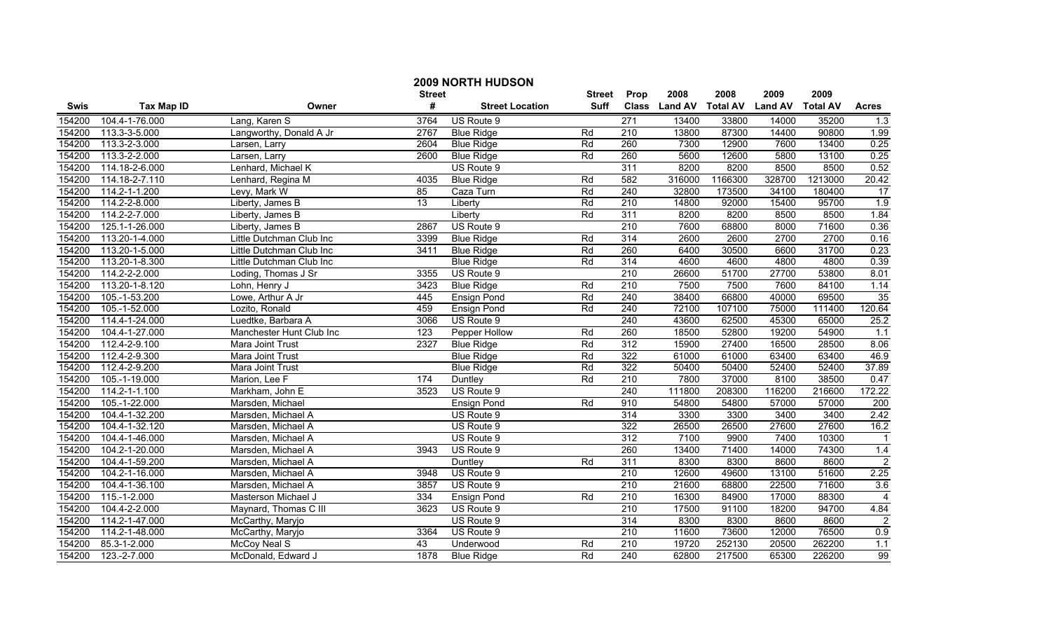# 2009 NORTH HUDSON

| Swis | Tax Map ID | Owner | Street # | Street Location | Street Suff | Prop Class | 2008 Land AV | 2008 Total AV | 2009 Land AV | 2009 Total AV | Acres |
|---|---|---|---|---|---|---|---|---|---|---|---|
| 154200 | 104.4-1-76.000 | Lang, Karen S | 3764 | US Route 9 | | 271 | 13400 | 33800 | 14000 | 35200 | 1.3 |
| 154200 | 113.3-3-5.000 | Langworthy, Donald A Jr | 2767 | Blue Ridge | Rd | 210 | 13800 | 87300 | 14400 | 90800 | 1.99 |
| 154200 | 113.3-2-3.000 | Larsen, Larry | 2604 | Blue Ridge | Rd | 260 | 7300 | 12900 | 7600 | 13400 | 0.25 |
| 154200 | 113.3-2-2.000 | Larsen, Larry | 2600 | Blue Ridge | Rd | 260 | 5600 | 12600 | 5800 | 13100 | 0.25 |
| 154200 | 114.18-2-6.000 | Lenhard, Michael K | | US Route 9 | | 311 | 8200 | 8200 | 8500 | 8500 | 0.52 |
| 154200 | 114.18-2-7.110 | Lenhard, Regina M | 4035 | Blue Ridge | Rd | 582 | 316000 | 1166300 | 328700 | 1213000 | 20.42 |
| 154200 | 114.2-1-1.200 | Levy, Mark W | 85 | Caza Turn | Rd | 240 | 32800 | 173500 | 34100 | 180400 | 17 |
| 154200 | 114.2-2-8.000 | Liberty, James B | 13 | Liberty | Rd | 210 | 14800 | 92000 | 15400 | 95700 | 1.9 |
| 154200 | 114.2-2-7.000 | Liberty, James B | | Liberty | Rd | 311 | 8200 | 8200 | 8500 | 8500 | 1.84 |
| 154200 | 125.1-1-26.000 | Liberty, James B | 2867 | US Route 9 | | 210 | 7600 | 68800 | 8000 | 71600 | 0.36 |
| 154200 | 113.20-1-4.000 | Little Dutchman Club Inc | 3399 | Blue Ridge | Rd | 314 | 2600 | 2600 | 2700 | 2700 | 0.16 |
| 154200 | 113.20-1-5.000 | Little Dutchman Club Inc | 3411 | Blue Ridge | Rd | 260 | 6400 | 30500 | 6600 | 31700 | 0.23 |
| 154200 | 113.20-1-8.300 | Little Dutchman Club Inc | | Blue Ridge | Rd | 314 | 4600 | 4600 | 4800 | 4800 | 0.39 |
| 154200 | 114.2-2-2.000 | Loding, Thomas J Sr | 3355 | US Route 9 | | 210 | 26600 | 51700 | 27700 | 53800 | 8.01 |
| 154200 | 113.20-1-8.120 | Lohn, Henry J | 3423 | Blue Ridge | Rd | 210 | 7500 | 7500 | 7600 | 84100 | 1.14 |
| 154200 | 105.-1-53.200 | Lowe, Arthur A Jr | 445 | Ensign Pond | Rd | 240 | 38400 | 66800 | 40000 | 69500 | 35 |
| 154200 | 105.-1-52.000 | Lozito, Ronald | 459 | Ensign Pond | Rd | 240 | 72100 | 107100 | 75000 | 111400 | 120.64 |
| 154200 | 114.4-1-24.000 | Luedtke, Barbara A | 3066 | US Route 9 | | 240 | 43600 | 62500 | 45300 | 65000 | 25.2 |
| 154200 | 104.4-1-27.000 | Manchester Hunt Club Inc | 123 | Pepper Hollow | Rd | 260 | 18500 | 52800 | 19200 | 54900 | 1.1 |
| 154200 | 112.4-2-9.100 | Mara Joint Trust | 2327 | Blue Ridge | Rd | 312 | 15900 | 27400 | 16500 | 28500 | 8.06 |
| 154200 | 112.4-2-9.300 | Mara Joint Trust | | Blue Ridge | Rd | 322 | 61000 | 61000 | 63400 | 63400 | 46.9 |
| 154200 | 112.4-2-9.200 | Mara Joint Trust | | Blue Ridge | Rd | 322 | 50400 | 50400 | 52400 | 52400 | 37.89 |
| 154200 | 105.-1-19.000 | Marion, Lee F | 174 | Duntley | Rd | 210 | 7800 | 37000 | 8100 | 38500 | 0.47 |
| 154200 | 114.2-1-1.100 | Markham, John E | 3523 | US Route 9 | | 240 | 111800 | 208300 | 116200 | 216600 | 172.22 |
| 154200 | 105.-1-22.000 | Marsden, Michael | | Ensign Pond | Rd | 910 | 54800 | 54800 | 57000 | 57000 | 200 |
| 154200 | 104.4-1-32.200 | Marsden, Michael A | | US Route 9 | | 314 | 3300 | 3300 | 3400 | 3400 | 2.42 |
| 154200 | 104.4-1-32.120 | Marsden, Michael A | | US Route 9 | | 322 | 26500 | 26500 | 27600 | 27600 | 16.2 |
| 154200 | 104.4-1-46.000 | Marsden, Michael A | | US Route 9 | | 312 | 7100 | 9900 | 7400 | 10300 | 1 |
| 154200 | 104.2-1-20.000 | Marsden, Michael A | 3943 | US Route 9 | | 260 | 13400 | 71400 | 14000 | 74300 | 1.4 |
| 154200 | 104.4-1-59.200 | Marsden, Michael A | | Duntley | Rd | 311 | 8300 | 8300 | 8600 | 8600 | 2 |
| 154200 | 104.2-1-16.000 | Marsden, Michael A | 3948 | US Route 9 | | 210 | 12600 | 49600 | 13100 | 51600 | 2.25 |
| 154200 | 104.4-1-36.100 | Marsden, Michael A | 3857 | US Route 9 | | 210 | 21600 | 68800 | 22500 | 71600 | 3.6 |
| 154200 | 115.-1-2.000 | Masterson Michael J | 334 | Ensign Pond | Rd | 210 | 16300 | 84900 | 17000 | 88300 | 4 |
| 154200 | 104.4-2-2.000 | Maynard, Thomas C III | 3623 | US Route 9 | | 210 | 17500 | 91100 | 18200 | 94700 | 4.84 |
| 154200 | 114.2-1-47.000 | McCarthy, Maryjo | | US Route 9 | | 314 | 8300 | 8300 | 8600 | 8600 | 2 |
| 154200 | 114.2-1-48.000 | McCarthy, Maryjo | 3364 | US Route 9 | | 210 | 11600 | 73600 | 12000 | 76500 | 0.9 |
| 154200 | 85.3-1-2.000 | McCoy Neal S | 43 | Underwood | Rd | 210 | 19720 | 252130 | 20500 | 262200 | 1.1 |
| 154200 | 123.-2-7.000 | McDonald, Edward J | 1878 | Blue Ridge | Rd | 240 | 62800 | 217500 | 65300 | 226200 | 99 |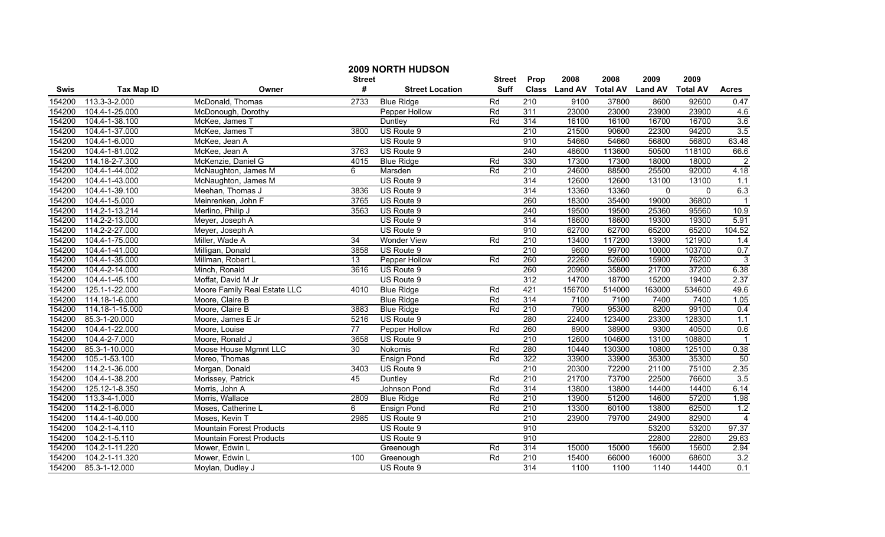# 2009 NORTH HUDSON

| Swis | Tax Map ID | Owner | Street # | Street Location | Street Suff | Prop Class | 2008 Land AV | 2008 Total AV | 2009 Land AV | 2009 Total AV | Acres |
|---|---|---|---|---|---|---|---|---|---|---|---|
| 154200 | 113.3-3-2.000 | McDonald, Thomas | 2733 | Blue Ridge | Rd | 210 | 9100 | 37800 | 8600 | 92600 | 0.47 |
| 154200 | 104.4-1-25.000 | McDonough, Dorothy | | Pepper Hollow | Rd | 311 | 23000 | 23000 | 23900 | 23900 | 4.6 |
| 154200 | 104.4-1-38.100 | McKee, James T | | Duntley | Rd | 314 | 16100 | 16100 | 16700 | 16700 | 3.6 |
| 154200 | 104.4-1-37.000 | McKee, James T | 3800 | US Route 9 | | 210 | 21500 | 90600 | 22300 | 94200 | 3.5 |
| 154200 | 104.4-1-6.000 | McKee, Jean A | | US Route 9 | | 910 | 54660 | 54660 | 56800 | 56800 | 63.48 |
| 154200 | 104.4-1-81.002 | McKee, Jean A | 3763 | US Route 9 | | 240 | 48600 | 113600 | 50500 | 118100 | 66.6 |
| 154200 | 114.18-2-7.300 | McKenzie, Daniel G | 4015 | Blue Ridge | Rd | 330 | 17300 | 17300 | 18000 | 18000 | 2 |
| 154200 | 104.4-1-44.002 | McNaughton, James M | 6 | Marsden | Rd | 210 | 24600 | 88500 | 25500 | 92000 | 4.18 |
| 154200 | 104.4-1-43.000 | McNaughton, James M | | US Route 9 | | 314 | 12600 | 12600 | 13100 | 13100 | 1.1 |
| 154200 | 104.4-1-39.100 | Meehan, Thomas J | 3836 | US Route 9 | | 314 | 13360 | 13360 | 0 | 0 | 6.3 |
| 154200 | 104.4-1-5.000 | Meinrenken, John F | 3765 | US Route 9 | | 260 | 18300 | 35400 | 19000 | 36800 | 1 |
| 154200 | 114.2-1-13.214 | Merlino, Philip J | 3563 | US Route 9 | | 240 | 19500 | 19500 | 25360 | 95560 | 10.9 |
| 154200 | 114.2-2-13.000 | Meyer, Joseph A | | US Route 9 | | 314 | 18600 | 18600 | 19300 | 19300 | 5.91 |
| 154200 | 114.2-2-27.000 | Meyer, Joseph A | | US Route 9 | | 910 | 62700 | 62700 | 65200 | 65200 | 104.52 |
| 154200 | 104.4-1-75.000 | Miller, Wade A | 34 | Wonder View | Rd | 210 | 13400 | 117200 | 13900 | 121900 | 1.4 |
| 154200 | 104.4-1-41.000 | Milligan, Donald | 3858 | US Route 9 | | 210 | 9600 | 99700 | 10000 | 103700 | 0.7 |
| 154200 | 104.4-1-35.000 | Millman, Robert L | 13 | Pepper Hollow | Rd | 260 | 22260 | 52600 | 15900 | 76200 | 3 |
| 154200 | 104.4-2-14.000 | Minch, Ronald | 3616 | US Route 9 | | 260 | 20900 | 35800 | 21700 | 37200 | 6.38 |
| 154200 | 104.4-1-45.100 | Moffat, David M Jr | | US Route 9 | | 312 | 14700 | 18700 | 15200 | 19400 | 2.37 |
| 154200 | 125.1-1-22.000 | Moore Family Real Estate LLC | 4010 | Blue Ridge | Rd | 421 | 156700 | 514000 | 163000 | 534600 | 49.6 |
| 154200 | 114.18-1-6.000 | Moore, Claire B | | Blue Ridge | Rd | 314 | 7100 | 7100 | 7400 | 7400 | 1.05 |
| 154200 | 114.18-1-15.000 | Moore, Claire B | 3883 | Blue Ridge | Rd | 210 | 7900 | 95300 | 8200 | 99100 | 0.4 |
| 154200 | 85.3-1-20.000 | Moore, James E Jr | 5216 | US Route 9 | | 280 | 22400 | 123400 | 23300 | 128300 | 1.1 |
| 154200 | 104.4-1-22.000 | Moore, Louise | 77 | Pepper Hollow | Rd | 260 | 8900 | 38900 | 9300 | 40500 | 0.6 |
| 154200 | 104.4-2-7.000 | Moore, Ronald J | 3658 | US Route 9 | | 210 | 12600 | 104600 | 13100 | 108800 | 1 |
| 154200 | 85.3-1-10.000 | Moose House Mgmnt LLC | 30 | Nokomis | Rd | 280 | 10440 | 130300 | 10800 | 125100 | 0.38 |
| 154200 | 105.-1-53.100 | Moreo, Thomas | | Ensign Pond | Rd | 322 | 33900 | 33900 | 35300 | 35300 | 50 |
| 154200 | 114.2-1-36.000 | Morgan, Donald | 3403 | US Route 9 | | 210 | 20300 | 72200 | 21100 | 75100 | 2.35 |
| 154200 | 104.4-1-38.200 | Morissey, Patrick | 45 | Duntley | Rd | 210 | 21700 | 73700 | 22500 | 76600 | 3.5 |
| 154200 | 125.12-1-8.350 | Morris, John A | | Johnson Pond | Rd | 314 | 13800 | 13800 | 14400 | 14400 | 6.14 |
| 154200 | 113.3-4-1.000 | Morris, Wallace | 2809 | Blue Ridge | Rd | 210 | 13900 | 51200 | 14600 | 57200 | 1.98 |
| 154200 | 114.2-1-6.000 | Moses, Catherine L | 6 | Ensign Pond | Rd | 210 | 13300 | 60100 | 13800 | 62500 | 1.2 |
| 154200 | 114.4-1-40.000 | Moses, Kevin T | 2985 | US Route 9 | | 210 | 23900 | 79700 | 24900 | 82900 | 4 |
| 154200 | 104.2-1-4.110 | Mountain Forest Products | | US Route 9 | | 910 | | | 53200 | 53200 | 97.37 |
| 154200 | 104.2-1-5.110 | Mountain Forest Products | | US Route 9 | | 910 | | | 22800 | 22800 | 29.63 |
| 154200 | 104.2-1-11.220 | Mower, Edwin L | | Greenough | Rd | 314 | 15000 | 15000 | 15600 | 15600 | 2.94 |
| 154200 | 104.2-1-11.320 | Mower, Edwin L | 100 | Greenough | Rd | 210 | 15400 | 66000 | 16000 | 68600 | 3.2 |
| 154200 | 85.3-1-12.000 | Moylan, Dudley J | | US Route 9 | | 314 | 1100 | 1100 | 1140 | 14400 | 0.1 |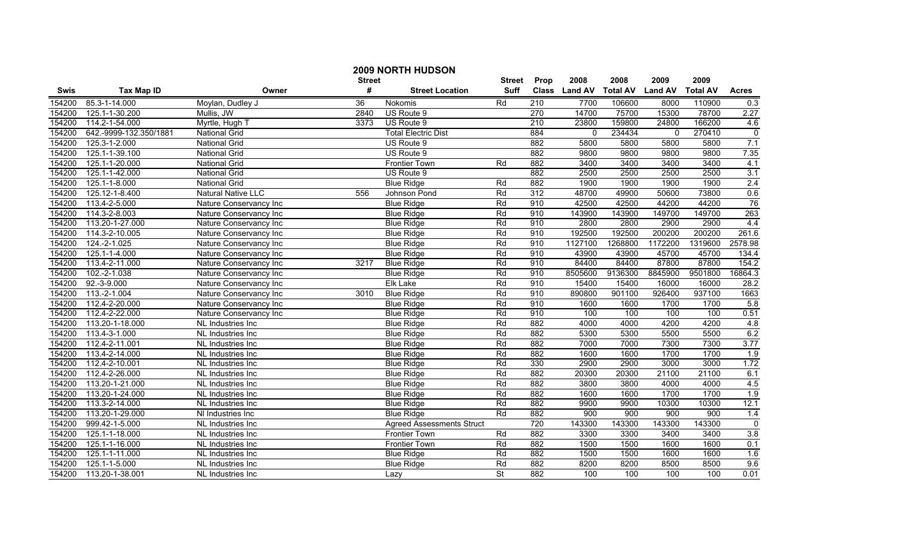# 2009 NORTH HUDSON

| Swis | Tax Map ID | Owner | Street # | Street Location | Street Suff | Prop Class | 2008 Land AV | 2008 Total AV | 2009 Land AV | 2009 Total AV | Acres |
|---|---|---|---|---|---|---|---|---|---|---|---|
| 154200 | 85.3-1-14.000 | Moylan, Dudley J | 36 | Nokomis | Rd | 210 | 7700 | 106600 | 8000 | 110900 | 0.3 |
| 154200 | 125.1-1-30.200 | Mullis, JW | 2840 | US Route 9 | | 270 | 14700 | 75700 | 15300 | 78700 | 2.27 |
| 154200 | 114.2-1-54.000 | Myrtle, Hugh T | 3373 | US Route 9 | | 210 | 23800 | 159800 | 24800 | 166200 | 4.6 |
| 154200 | 642.-9999-132.350/1881 | National Grid | | Total Electric Dist | | 884 | 0 | 234434 | 0 | 270410 | 0 |
| 154200 | 125.3-1-2.000 | National Grid | | US Route 9 | | 882 | 5800 | 5800 | 5800 | 5800 | 7.1 |
| 154200 | 125.1-1-39.100 | National Grid | | US Route 9 | | 882 | 9800 | 9800 | 9800 | 9800 | 7.35 |
| 154200 | 125.1-1-20.000 | National Grid | | Frontier Town | Rd | 882 | 3400 | 3400 | 3400 | 3400 | 4.1 |
| 154200 | 125.1-1-42.000 | National Grid | | US Route 9 | | 882 | 2500 | 2500 | 2500 | 2500 | 3.1 |
| 154200 | 125.1-1-8.000 | National Grid | | Blue Ridge | Rd | 882 | 1900 | 1900 | 1900 | 1900 | 2.4 |
| 154200 | 125.12-1-8.400 | Natural Native LLC | 556 | Johnson Pond | Rd | 312 | 48700 | 49900 | 50600 | 73800 | 0.6 |
| 154200 | 113.4-2-5.000 | Nature Conservancy Inc | | Blue Ridge | Rd | 910 | 42500 | 42500 | 44200 | 44200 | 76 |
| 154200 | 114.3-2-8.003 | Nature Conservancy Inc | | Blue Ridge | Rd | 910 | 143900 | 143900 | 149700 | 149700 | 263 |
| 154200 | 113.20-1-27.000 | Nature Conservancy Inc | | Blue Ridge | Rd | 910 | 2800 | 2800 | 2900 | 2900 | 4.4 |
| 154200 | 114.3-2-10.005 | Nature Conservancy Inc | | Blue Ridge | Rd | 910 | 192500 | 192500 | 200200 | 200200 | 261.6 |
| 154200 | 124.-2-1.025 | Nature Conservancy Inc | | Blue Ridge | Rd | 910 | 1127100 | 1268800 | 1172200 | 1319600 | 2578.98 |
| 154200 | 125.1-1-4.000 | Nature Conservancy Inc | | Blue Ridge | Rd | 910 | 43900 | 43900 | 45700 | 45700 | 134.4 |
| 154200 | 113.4-2-11.000 | Nature Conservancy Inc | 3217 | Blue Ridge | Rd | 910 | 84400 | 84400 | 87800 | 87800 | 154.2 |
| 154200 | 102.-2-1.038 | Nature Conservancy Inc | | Blue Ridge | Rd | 910 | 8505600 | 9136300 | 8845900 | 9501800 | 16864.3 |
| 154200 | 92.-3-9.000 | Nature Conservancy Inc | | Elk Lake | Rd | 910 | 15400 | 15400 | 16000 | 16000 | 28.2 |
| 154200 | 113.-2-1.004 | Nature Conservancy Inc | 3010 | Blue Ridge | Rd | 910 | 890800 | 901100 | 926400 | 937100 | 1663 |
| 154200 | 112.4-2-20.000 | Nature Conservancy Inc | | Blue Ridge | Rd | 910 | 1600 | 1600 | 1700 | 1700 | 5.8 |
| 154200 | 112.4-2-22.000 | Nature Conservancy Inc | | Blue Ridge | Rd | 910 | 100 | 100 | 100 | 100 | 0.51 |
| 154200 | 113.20-1-18.000 | NL Industries Inc | | Blue Ridge | Rd | 882 | 4000 | 4000 | 4200 | 4200 | 4.8 |
| 154200 | 113.4-3-1.000 | NL Industries Inc | | Blue Ridge | Rd | 882 | 5300 | 5300 | 5500 | 5500 | 6.2 |
| 154200 | 112.4-2-11.001 | NL Industries Inc | | Blue Ridge | Rd | 882 | 7000 | 7000 | 7300 | 7300 | 3.77 |
| 154200 | 113.4-2-14.000 | NL Industries Inc | | Blue Ridge | Rd | 882 | 1600 | 1600 | 1700 | 1700 | 1.9 |
| 154200 | 112.4-2-10.001 | NL Industries Inc | | Blue Ridge | Rd | 330 | 2900 | 2900 | 3000 | 3000 | 1.72 |
| 154200 | 112.4-2-26.000 | NL Industries Inc | | Blue Ridge | Rd | 882 | 20300 | 20300 | 21100 | 21100 | 6.1 |
| 154200 | 113.20-1-21.000 | NL Industries Inc | | Blue Ridge | Rd | 882 | 3800 | 3800 | 4000 | 4000 | 4.5 |
| 154200 | 113.20-1-24.000 | NL Industries Inc | | Blue Ridge | Rd | 882 | 1600 | 1600 | 1700 | 1700 | 1.9 |
| 154200 | 113.3-2-14.000 | NL Industries Inc | | Blue Ridge | Rd | 882 | 9900 | 9900 | 10300 | 10300 | 12.1 |
| 154200 | 113.20-1-29.000 | Nl Industries Inc | | Blue Ridge | Rd | 882 | 900 | 900 | 900 | 900 | 1.4 |
| 154200 | 999.42-1-5.000 | NL Industries Inc | | Agreed Assessments Struct | | 720 | 143300 | 143300 | 143300 | 143300 | 0 |
| 154200 | 125.1-1-18.000 | NL Industries Inc | | Frontier Town | Rd | 882 | 3300 | 3300 | 3400 | 3400 | 3.8 |
| 154200 | 125.1-1-16.000 | NL Industries Inc | | Frontier Town | Rd | 882 | 1500 | 1500 | 1600 | 1600 | 0.1 |
| 154200 | 125.1-1-11.000 | NL Industries Inc | | Blue Ridge | Rd | 882 | 1500 | 1500 | 1600 | 1600 | 1.6 |
| 154200 | 125.1-1-5.000 | NL Industries Inc | | Blue Ridge | Rd | 882 | 8200 | 8200 | 8500 | 8500 | 9.6 |
| 154200 | 113.20-1-38.001 | NL Industries Inc | | Lazy | St | 882 | 100 | 100 | 100 | 100 | 0.01 |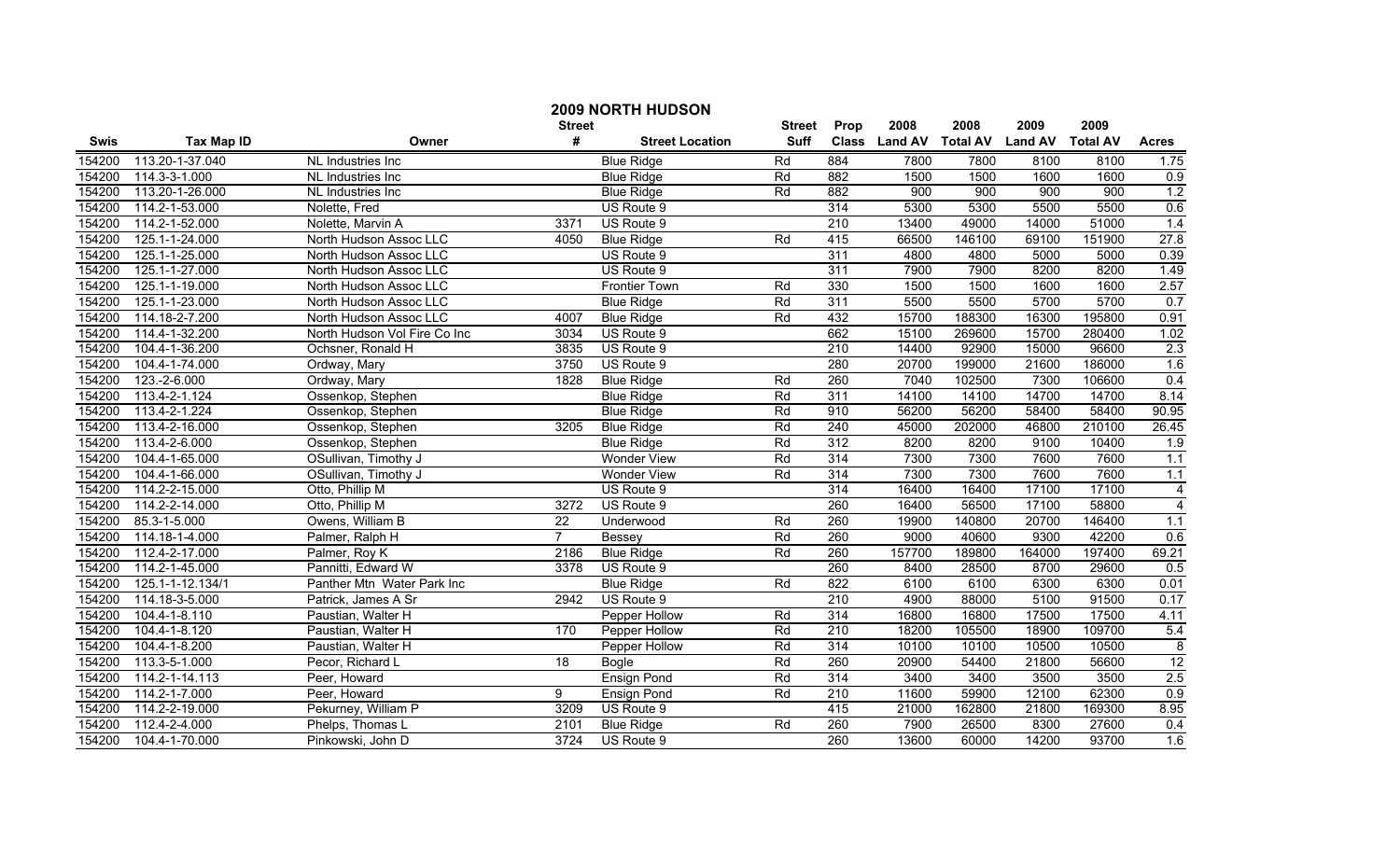# 2009 NORTH HUDSON

| Swis | Tax Map ID | Owner | Street # | Street Location | Street Suff | Prop Class | 2008 Land AV | 2008 Total AV | 2009 Land AV | 2009 Total AV | Acres |
|---|---|---|---|---|---|---|---|---|---|---|---|
| 154200 | 113.20-1-37.040 | NL Industries Inc | | Blue Ridge | Rd | 884 | 7800 | 7800 | 8100 | 8100 | 1.75 |
| 154200 | 114.3-3-1.000 | NL Industries Inc | | Blue Ridge | Rd | 882 | 1500 | 1500 | 1600 | 1600 | 0.9 |
| 154200 | 113.20-1-26.000 | NL Industries Inc | | Blue Ridge | Rd | 882 | 900 | 900 | 900 | 900 | 1.2 |
| 154200 | 114.2-1-53.000 | Nolette, Fred | | US Route 9 | | 314 | 5300 | 5300 | 5500 | 5500 | 0.6 |
| 154200 | 114.2-1-52.000 | Nolette, Marvin A | 3371 | US Route 9 | | 210 | 13400 | 49000 | 14000 | 51000 | 1.4 |
| 154200 | 125.1-1-24.000 | North Hudson Assoc LLC | 4050 | Blue Ridge | Rd | 415 | 66500 | 146100 | 69100 | 151900 | 27.8 |
| 154200 | 125.1-1-25.000 | North Hudson Assoc LLC | | US Route 9 | | 311 | 4800 | 4800 | 5000 | 5000 | 0.39 |
| 154200 | 125.1-1-27.000 | North Hudson Assoc LLC | | US Route 9 | | 311 | 7900 | 7900 | 8200 | 8200 | 1.49 |
| 154200 | 125.1-1-19.000 | North Hudson Assoc LLC | | Frontier Town | Rd | 330 | 1500 | 1500 | 1600 | 1600 | 2.57 |
| 154200 | 125.1-1-23.000 | North Hudson Assoc LLC | | Blue Ridge | Rd | 311 | 5500 | 5500 | 5700 | 5700 | 0.7 |
| 154200 | 114.18-2-7.200 | North Hudson Assoc LLC | 4007 | Blue Ridge | Rd | 432 | 15700 | 188300 | 16300 | 195800 | 0.91 |
| 154200 | 114.4-1-32.200 | North Hudson Vol Fire Co Inc | 3034 | US Route 9 | | 662 | 15100 | 269600 | 15700 | 280400 | 1.02 |
| 154200 | 104.4-1-36.200 | Ochsner, Ronald H | 3835 | US Route 9 | | 210 | 14400 | 92900 | 15000 | 96600 | 2.3 |
| 154200 | 104.4-1-74.000 | Ordway, Mary | 3750 | US Route 9 | | 280 | 20700 | 199000 | 21600 | 186000 | 1.6 |
| 154200 | 123.-2-6.000 | Ordway, Mary | 1828 | Blue Ridge | Rd | 260 | 7040 | 102500 | 7300 | 106600 | 0.4 |
| 154200 | 113.4-2-1.124 | Ossenkop, Stephen | | Blue Ridge | Rd | 311 | 14100 | 14100 | 14700 | 14700 | 8.14 |
| 154200 | 113.4-2-1.224 | Ossenkop, Stephen | | Blue Ridge | Rd | 910 | 56200 | 56200 | 58400 | 58400 | 90.95 |
| 154200 | 113.4-2-16.000 | Ossenkop, Stephen | 3205 | Blue Ridge | Rd | 240 | 45000 | 202000 | 46800 | 210100 | 26.45 |
| 154200 | 113.4-2-6.000 | Ossenkop, Stephen | | Blue Ridge | Rd | 312 | 8200 | 8200 | 9100 | 10400 | 1.9 |
| 154200 | 104.4-1-65.000 | OSullivan, Timothy J | | Wonder View | Rd | 314 | 7300 | 7300 | 7600 | 7600 | 1.1 |
| 154200 | 104.4-1-66.000 | OSullivan, Timothy J | | Wonder View | Rd | 314 | 7300 | 7300 | 7600 | 7600 | 1.1 |
| 154200 | 114.2-2-15.000 | Otto, Phillip M | | US Route 9 | | 314 | 16400 | 16400 | 17100 | 17100 | 4 |
| 154200 | 114.2-2-14.000 | Otto, Phillip M | 3272 | US Route 9 | | 260 | 16400 | 56500 | 17100 | 58800 | 4 |
| 154200 | 85.3-1-5.000 | Owens, William B | 22 | Underwood | Rd | 260 | 19900 | 140800 | 20700 | 146400 | 1.1 |
| 154200 | 114.18-1-4.000 | Palmer, Ralph H | 7 | Bessey | Rd | 260 | 9000 | 40600 | 9300 | 42200 | 0.6 |
| 154200 | 112.4-2-17.000 | Palmer, Roy K | 2186 | Blue Ridge | Rd | 260 | 157700 | 189800 | 164000 | 197400 | 69.21 |
| 154200 | 114.2-1-45.000 | Pannitti, Edward W | 3378 | US Route 9 | | 260 | 8400 | 28500 | 8700 | 29600 | 0.5 |
| 154200 | 125.1-1-12.134/1 | Panther Mtn Water Park Inc | | Blue Ridge | Rd | 822 | 6100 | 6100 | 6300 | 6300 | 0.01 |
| 154200 | 114.18-3-5.000 | Patrick, James A Sr | 2942 | US Route 9 | | 210 | 4900 | 88000 | 5100 | 91500 | 0.17 |
| 154200 | 104.4-1-8.110 | Paustian, Walter H | | Pepper Hollow | Rd | 314 | 16800 | 16800 | 17500 | 17500 | 4.11 |
| 154200 | 104.4-1-8.120 | Paustian, Walter H | 170 | Pepper Hollow | Rd | 210 | 18200 | 105500 | 18900 | 109700 | 5.4 |
| 154200 | 104.4-1-8.200 | Paustian, Walter H | | Pepper Hollow | Rd | 314 | 10100 | 10100 | 10500 | 10500 | 8 |
| 154200 | 113.3-5-1.000 | Pecor, Richard L | 18 | Bogle | Rd | 260 | 20900 | 54400 | 21800 | 56600 | 12 |
| 154200 | 114.2-1-14.113 | Peer, Howard | | Ensign Pond | Rd | 314 | 3400 | 3400 | 3500 | 3500 | 2.5 |
| 154200 | 114.2-1-7.000 | Peer, Howard | 9 | Ensign Pond | Rd | 210 | 11600 | 59900 | 12100 | 62300 | 0.9 |
| 154200 | 114.2-2-19.000 | Pekurney, William P | 3209 | US Route 9 | | 415 | 21000 | 162800 | 21800 | 169300 | 8.95 |
| 154200 | 112.4-2-4.000 | Phelps, Thomas L | 2101 | Blue Ridge | Rd | 260 | 7900 | 26500 | 8300 | 27600 | 0.4 |
| 154200 | 104.4-1-70.000 | Pinkowski, John D | 3724 | US Route 9 | | 260 | 13600 | 60000 | 14200 | 93700 | 1.6 |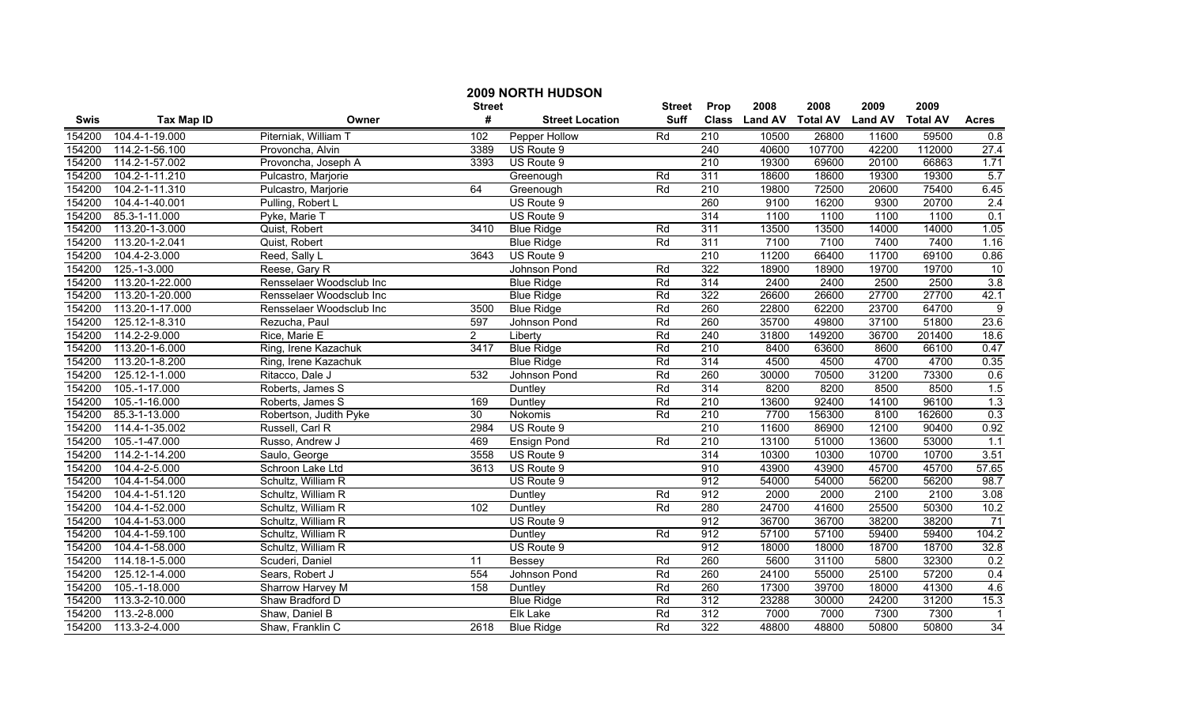## 2009 NORTH HUDSON

| Swis | Tax Map ID | Owner | Street # | Street Location | Street Suff | Prop Class | 2008 Land AV | 2008 Total AV | 2009 Land AV | 2009 Total AV | Acres |
|---|---|---|---|---|---|---|---|---|---|---|---|
| 154200 | 104.4-1-19.000 | Piterniak, William T | 102 | Pepper Hollow | Rd | 210 | 10500 | 26800 | 11600 | 59500 | 0.8 |
| 154200 | 114.2-1-56.100 | Provoncha, Alvin | 3389 | US Route 9 | | 240 | 40600 | 107700 | 42200 | 112000 | 27.4 |
| 154200 | 114.2-1-57.002 | Provoncha, Joseph A | 3393 | US Route 9 | | 210 | 19300 | 69600 | 20100 | 66863 | 1.71 |
| 154200 | 104.2-1-11.210 | Pulcastro, Marjorie | | Greenough | Rd | 311 | 18600 | 18600 | 19300 | 19300 | 5.7 |
| 154200 | 104.2-1-11.310 | Pulcastro, Marjorie | 64 | Greenough | Rd | 210 | 19800 | 72500 | 20600 | 75400 | 6.45 |
| 154200 | 104.4-1-40.001 | Pulling, Robert L | | US Route 9 | | 260 | 9100 | 16200 | 9300 | 20700 | 2.4 |
| 154200 | 85.3-1-11.000 | Pyke, Marie T | | US Route 9 | | 314 | 1100 | 1100 | 1100 | 1100 | 0.1 |
| 154200 | 113.20-1-3.000 | Quist, Robert | 3410 | Blue Ridge | Rd | 311 | 13500 | 13500 | 14000 | 14000 | 1.05 |
| 154200 | 113.20-1-2.041 | Quist, Robert | | Blue Ridge | Rd | 311 | 7100 | 7100 | 7400 | 7400 | 1.16 |
| 154200 | 104.4-2-3.000 | Reed, Sally L | 3643 | US Route 9 | | 210 | 11200 | 66400 | 11700 | 69100 | 0.86 |
| 154200 | 125.-1-3.000 | Reese, Gary R | | Johnson Pond | Rd | 322 | 18900 | 18900 | 19700 | 19700 | 10 |
| 154200 | 113.20-1-22.000 | Rensselaer Woodsclub Inc | | Blue Ridge | Rd | 314 | 2400 | 2400 | 2500 | 2500 | 3.8 |
| 154200 | 113.20-1-20.000 | Rensselaer Woodsclub Inc | | Blue Ridge | Rd | 322 | 26600 | 26600 | 27700 | 27700 | 42.1 |
| 154200 | 113.20-1-17.000 | Rensselaer Woodsclub Inc | 3500 | Blue Ridge | Rd | 260 | 22800 | 62200 | 23700 | 64700 | 9 |
| 154200 | 125.12-1-8.310 | Rezucha, Paul | 597 | Johnson Pond | Rd | 260 | 35700 | 49800 | 37100 | 51800 | 23.6 |
| 154200 | 114.2-2-9.000 | Rice, Marie E | 2 | Liberty | Rd | 240 | 31800 | 149200 | 36700 | 201400 | 18.6 |
| 154200 | 113.20-1-6.000 | Ring, Irene Kazachuk | 3417 | Blue Ridge | Rd | 210 | 8400 | 63600 | 8600 | 66100 | 0.47 |
| 154200 | 113.20-1-8.200 | Ring, Irene Kazachuk | | Blue Ridge | Rd | 314 | 4500 | 4500 | 4700 | 4700 | 0.35 |
| 154200 | 125.12-1-1.000 | Ritacco, Dale J | 532 | Johnson Pond | Rd | 260 | 30000 | 70500 | 31200 | 73300 | 0.6 |
| 154200 | 105.-1-17.000 | Roberts, James S | | Duntley | Rd | 314 | 8200 | 8200 | 8500 | 8500 | 1.5 |
| 154200 | 105.-1-16.000 | Roberts, James S | 169 | Duntley | Rd | 210 | 13600 | 92400 | 14100 | 96100 | 1.3 |
| 154200 | 85.3-1-13.000 | Robertson, Judith Pyke | 30 | Nokomis | Rd | 210 | 7700 | 156300 | 8100 | 162600 | 0.3 |
| 154200 | 114.4-1-35.002 | Russell, Carl R | 2984 | US Route 9 | | 210 | 11600 | 86900 | 12100 | 90400 | 0.92 |
| 154200 | 105.-1-47.000 | Russo, Andrew J | 469 | Ensign Pond | Rd | 210 | 13100 | 51000 | 13600 | 53000 | 1.1 |
| 154200 | 114.2-1-14.200 | Saulo, George | 3558 | US Route 9 | | 314 | 10300 | 10300 | 10700 | 10700 | 3.51 |
| 154200 | 104.4-2-5.000 | Schroon Lake Ltd | 3613 | US Route 9 | | 910 | 43900 | 43900 | 45700 | 45700 | 57.65 |
| 154200 | 104.4-1-54.000 | Schultz, William R | | US Route 9 | | 912 | 54000 | 54000 | 56200 | 56200 | 98.7 |
| 154200 | 104.4-1-51.120 | Schultz, William R | | Duntley | Rd | 912 | 2000 | 2000 | 2100 | 2100 | 3.08 |
| 154200 | 104.4-1-52.000 | Schultz, William R | 102 | Duntley | Rd | 280 | 24700 | 41600 | 25500 | 50300 | 10.2 |
| 154200 | 104.4-1-53.000 | Schultz, William R | | US Route 9 | | 912 | 36700 | 36700 | 38200 | 38200 | 71 |
| 154200 | 104.4-1-59.100 | Schultz, William R | | Duntley | Rd | 912 | 57100 | 57100 | 59400 | 59400 | 104.2 |
| 154200 | 104.4-1-58.000 | Schultz, William R | | US Route 9 | | 912 | 18000 | 18000 | 18700 | 18700 | 32.8 |
| 154200 | 114.18-1-5.000 | Scuderi, Daniel | 11 | Bessey | Rd | 260 | 5600 | 31100 | 5800 | 32300 | 0.2 |
| 154200 | 125.12-1-4.000 | Sears, Robert J | 554 | Johnson Pond | Rd | 260 | 24100 | 55000 | 25100 | 57200 | 0.4 |
| 154200 | 105.-1-18.000 | Sharrow Harvey M | 158 | Duntley | Rd | 260 | 17300 | 39700 | 18000 | 41300 | 4.6 |
| 154200 | 113.3-2-10.000 | Shaw Bradford D | | Blue Ridge | Rd | 312 | 23288 | 30000 | 24200 | 31200 | 15.3 |
| 154200 | 113.-2-8.000 | Shaw, Daniel B | | Elk Lake | Rd | 312 | 7000 | 7000 | 7300 | 7300 | 1 |
| 154200 | 113.3-2-4.000 | Shaw, Franklin C | 2618 | Blue Ridge | Rd | 322 | 48800 | 48800 | 50800 | 50800 | 34 |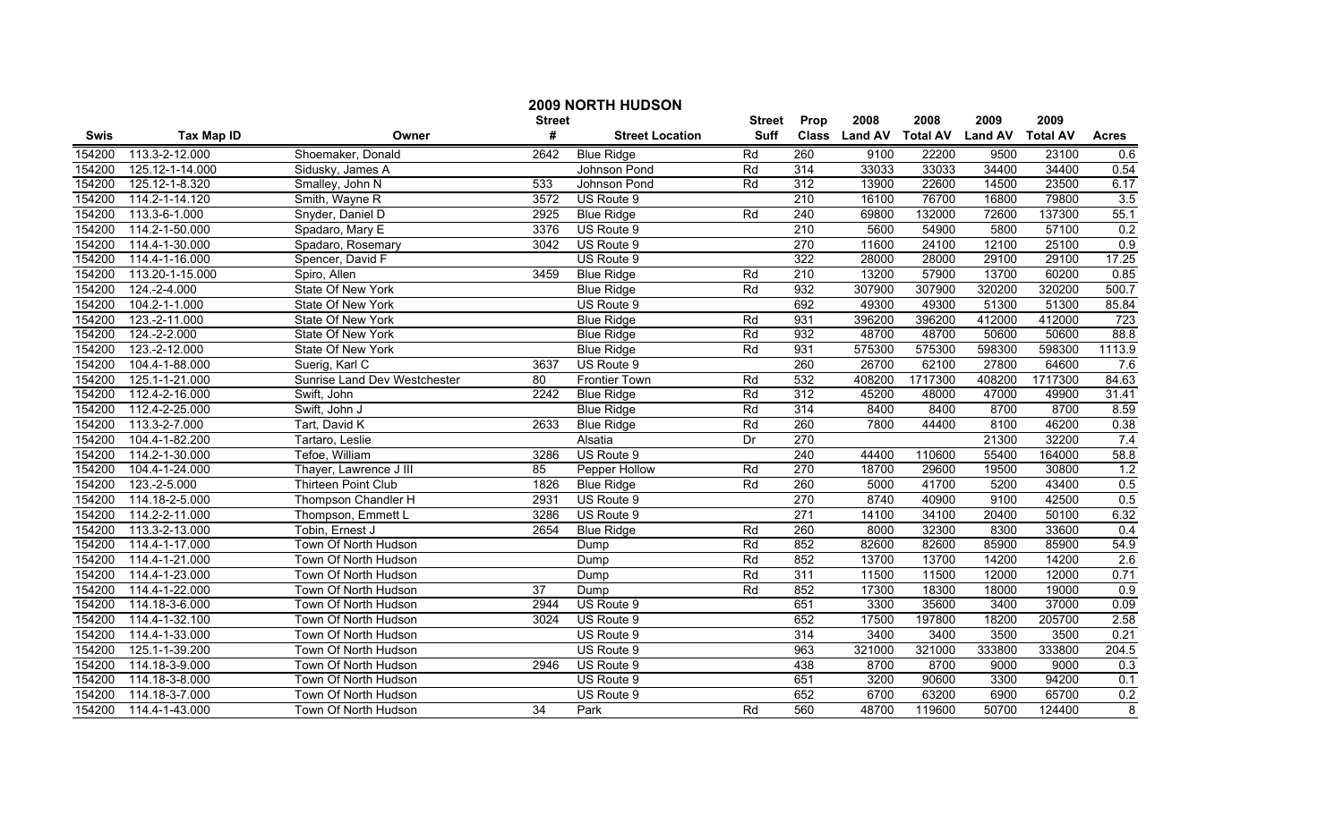# 2009 NORTH HUDSON

| Swis | Tax Map ID | Owner | Street # | Street Location | Street Suff | Prop Class | 2008 Land AV | 2008 Total AV | 2009 Land AV | 2009 Total AV | Acres |
|---|---|---|---|---|---|---|---|---|---|---|---|
| 154200 | 113.3-2-12.000 | Shoemaker, Donald | 2642 | Blue Ridge | Rd | 260 | 9100 | 22200 | 9500 | 23100 | 0.6 |
| 154200 | 125.12-1-14.000 | Sidusky, James A | | Johnson Pond | Rd | 314 | 33033 | 33033 | 34400 | 34400 | 0.54 |
| 154200 | 125.12-1-8.320 | Smalley, John N | 533 | Johnson Pond | Rd | 312 | 13900 | 22600 | 14500 | 23500 | 6.17 |
| 154200 | 114.2-1-14.120 | Smith, Wayne R | 3572 | US Route 9 | | 210 | 16100 | 76700 | 16800 | 79800 | 3.5 |
| 154200 | 113.3-6-1.000 | Snyder, Daniel D | 2925 | Blue Ridge | Rd | 240 | 69800 | 132000 | 72600 | 137300 | 55.1 |
| 154200 | 114.2-1-50.000 | Spadaro, Mary E | 3376 | US Route 9 | | 210 | 5600 | 54900 | 5800 | 57100 | 0.2 |
| 154200 | 114.4-1-30.000 | Spadaro, Rosemary | 3042 | US Route 9 | | 270 | 11600 | 24100 | 12100 | 25100 | 0.9 |
| 154200 | 114.4-1-16.000 | Spencer, David F | | US Route 9 | | 322 | 28000 | 28000 | 29100 | 29100 | 17.25 |
| 154200 | 113.20-1-15.000 | Spiro, Allen | 3459 | Blue Ridge | Rd | 210 | 13200 | 57900 | 13700 | 60200 | 0.85 |
| 154200 | 124.-2-4.000 | State Of New York | | Blue Ridge | Rd | 932 | 307900 | 307900 | 320200 | 320200 | 500.7 |
| 154200 | 104.2-1-1.000 | State Of New York | | US Route 9 | | 692 | 49300 | 49300 | 51300 | 51300 | 85.84 |
| 154200 | 123.-2-11.000 | State Of New York | | Blue Ridge | Rd | 931 | 396200 | 396200 | 412000 | 412000 | 723 |
| 154200 | 124.-2-2.000 | State Of New York | | Blue Ridge | Rd | 932 | 48700 | 48700 | 50600 | 50600 | 88.8 |
| 154200 | 123.-2-12.000 | State Of New York | | Blue Ridge | Rd | 931 | 575300 | 575300 | 598300 | 598300 | 1113.9 |
| 154200 | 104.4-1-88.000 | Suerig, Karl C | 3637 | US Route 9 | | 260 | 26700 | 62100 | 27800 | 64600 | 7.6 |
| 154200 | 125.1-1-21.000 | Sunrise Land Dev Westchester | 80 | Frontier Town | Rd | 532 | 408200 | 1717300 | 408200 | 1717300 | 84.63 |
| 154200 | 112.4-2-16.000 | Swift, John | 2242 | Blue Ridge | Rd | 312 | 45200 | 48000 | 47000 | 49900 | 31.41 |
| 154200 | 112.4-2-25.000 | Swift, John J | | Blue Ridge | Rd | 314 | 8400 | 8400 | 8700 | 8700 | 8.59 |
| 154200 | 113.3-2-7.000 | Tart, David K | 2633 | Blue Ridge | Rd | 260 | 7800 | 44400 | 8100 | 46200 | 0.38 |
| 154200 | 104.4-1-82.200 | Tartaro, Leslie | | Alsatia | Dr | 270 | | | 21300 | 32200 | 7.4 |
| 154200 | 114.2-1-30.000 | Tefoe, William | 3286 | US Route 9 | | 240 | 44400 | 110600 | 55400 | 164000 | 58.8 |
| 154200 | 104.4-1-24.000 | Thayer, Lawrence J III | 85 | Pepper Hollow | Rd | 270 | 18700 | 29600 | 19500 | 30800 | 1.2 |
| 154200 | 123.-2-5.000 | Thirteen Point Club | 1826 | Blue Ridge | Rd | 260 | 5000 | 41700 | 5200 | 43400 | 0.5 |
| 154200 | 114.18-2-5.000 | Thompson Chandler H | 2931 | US Route 9 | | 270 | 8740 | 40900 | 9100 | 42500 | 0.5 |
| 154200 | 114.2-2-11.000 | Thompson, Emmett L | 3286 | US Route 9 | | 271 | 14100 | 34100 | 20400 | 50100 | 6.32 |
| 154200 | 113.3-2-13.000 | Tobin, Ernest J | 2654 | Blue Ridge | Rd | 260 | 8000 | 32300 | 8300 | 33600 | 0.4 |
| 154200 | 114.4-1-17.000 | Town Of North Hudson | | Dump | Rd | 852 | 82600 | 82600 | 85900 | 85900 | 54.9 |
| 154200 | 114.4-1-21.000 | Town Of North Hudson | | Dump | Rd | 852 | 13700 | 13700 | 14200 | 14200 | 2.6 |
| 154200 | 114.4-1-23.000 | Town Of North Hudson | | Dump | Rd | 311 | 11500 | 11500 | 12000 | 12000 | 0.71 |
| 154200 | 114.4-1-22.000 | Town Of North Hudson | 37 | Dump | Rd | 852 | 17300 | 18300 | 18000 | 19000 | 0.9 |
| 154200 | 114.18-3-6.000 | Town Of North Hudson | 2944 | US Route 9 | | 651 | 3300 | 35600 | 3400 | 37000 | 0.09 |
| 154200 | 114.4-1-32.100 | Town Of North Hudson | 3024 | US Route 9 | | 652 | 17500 | 197800 | 18200 | 205700 | 2.58 |
| 154200 | 114.4-1-33.000 | Town Of North Hudson | | US Route 9 | | 314 | 3400 | 3400 | 3500 | 3500 | 0.21 |
| 154200 | 125.1-1-39.200 | Town Of North Hudson | | US Route 9 | | 963 | 321000 | 321000 | 333800 | 333800 | 204.5 |
| 154200 | 114.18-3-9.000 | Town Of North Hudson | 2946 | US Route 9 | | 438 | 8700 | 8700 | 9000 | 9000 | 0.3 |
| 154200 | 114.18-3-8.000 | Town Of North Hudson | | US Route 9 | | 651 | 3200 | 90600 | 3300 | 94200 | 0.1 |
| 154200 | 114.18-3-7.000 | Town Of North Hudson | | US Route 9 | | 652 | 6700 | 63200 | 6900 | 65700 | 0.2 |
| 154200 | 114.4-1-43.000 | Town Of North Hudson | 34 | Park | Rd | 560 | 48700 | 119600 | 50700 | 124400 | 8 |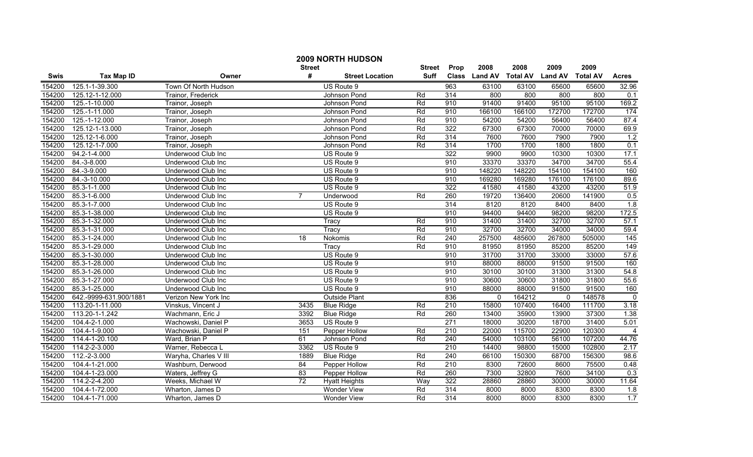## 2009 NORTH HUDSON

| Swis | Tax Map ID | Owner | Street # | Street Location | Street Suff | Prop Class | 2008 Land AV | 2008 Total AV | 2009 Land AV | 2009 Total AV | Acres |
|---|---|---|---|---|---|---|---|---|---|---|---|
| 154200 | 125.1-1-39.300 | Town Of North Hudson | | US Route 9 | | 963 | 63100 | 63100 | 65600 | 65600 | 32.96 |
| 154200 | 125.12-1-12.000 | Trainor, Frederick | | Johnson Pond | Rd | 314 | 800 | 800 | 800 | 800 | 0.1 |
| 154200 | 125.-1-10.000 | Trainor, Joseph | | Johnson Pond | Rd | 910 | 91400 | 91400 | 95100 | 95100 | 169.2 |
| 154200 | 125.-1-11.000 | Trainor, Joseph | | Johnson Pond | Rd | 910 | 166100 | 166100 | 172700 | 172700 | 174 |
| 154200 | 125.-1-12.000 | Trainor, Joseph | | Johnson Pond | Rd | 910 | 54200 | 54200 | 56400 | 56400 | 87.4 |
| 154200 | 125.12-1-13.000 | Trainor, Joseph | | Johnson Pond | Rd | 322 | 67300 | 67300 | 70000 | 70000 | 69.9 |
| 154200 | 125.12-1-6.000 | Trainor, Joseph | | Johnson Pond | Rd | 314 | 7600 | 7600 | 7900 | 7900 | 1.2 |
| 154200 | 125.12-1-7.000 | Trainor, Joseph | | Johnson Pond | Rd | 314 | 1700 | 1700 | 1800 | 1800 | 0.1 |
| 154200 | 94.2-1-4.000 | Underwood Club Inc | | US Route 9 | | 322 | 9900 | 9900 | 10300 | 10300 | 17.1 |
| 154200 | 84.-3-8.000 | Underwood Club Inc | | US Route 9 | | 910 | 33370 | 33370 | 34700 | 34700 | 55.4 |
| 154200 | 84.-3-9.000 | Underwood Club Inc | | US Route 9 | | 910 | 148220 | 148220 | 154100 | 154100 | 160 |
| 154200 | 84.-3-10.000 | Underwood Club Inc | | US Route 9 | | 910 | 169280 | 169280 | 176100 | 176100 | 89.6 |
| 154200 | 85.3-1-1.000 | Underwood Club Inc | | US Route 9 | | 322 | 41580 | 41580 | 43200 | 43200 | 51.9 |
| 154200 | 85.3-1-6.000 | Underwood Club Inc | 7 | Underwood | Rd | 260 | 19720 | 136400 | 20600 | 141900 | 0.5 |
| 154200 | 85.3-1-7.000 | Underwood Club Inc | | US Route 9 | | 314 | 8120 | 8120 | 8400 | 8400 | 1.8 |
| 154200 | 85.3-1-38.000 | Underwood Club Inc | | US Route 9 | | 910 | 94400 | 94400 | 98200 | 98200 | 172.5 |
| 154200 | 85.3-1-32.000 | Underwood Club Inc | | Tracy | Rd | 910 | 31400 | 31400 | 32700 | 32700 | 57.1 |
| 154200 | 85.3-1-31.000 | Underwood Club Inc | | Tracy | Rd | 910 | 32700 | 32700 | 34000 | 34000 | 59.4 |
| 154200 | 85.3-1-24.000 | Underwood Club Inc | 18 | Nokomis | Rd | 240 | 257500 | 485600 | 267800 | 505000 | 145 |
| 154200 | 85.3-1-29.000 | Underwood Club Inc | | Tracy | Rd | 910 | 81950 | 81950 | 85200 | 85200 | 149 |
| 154200 | 85.3-1-30.000 | Underwood Club Inc | | US Route 9 | | 910 | 31700 | 31700 | 33000 | 33000 | 57.6 |
| 154200 | 85.3-1-28.000 | Underwood Club Inc | | US Route 9 | | 910 | 88000 | 88000 | 91500 | 91500 | 160 |
| 154200 | 85.3-1-26.000 | Underwood Club Inc | | US Route 9 | | 910 | 30100 | 30100 | 31300 | 31300 | 54.8 |
| 154200 | 85.3-1-27.000 | Underwood Club Inc | | US Route 9 | | 910 | 30600 | 30600 | 31800 | 31800 | 55.6 |
| 154200 | 85.3-1-25.000 | Underwood Club Inc | | US Route 9 | | 910 | 88000 | 88000 | 91500 | 91500 | 160 |
| 154200 | 642.-9999-631.900/1881 | Verizon New York Inc | | Outside Plant | | 836 | 0 | 164212 | 0 | 148578 | 0 |
| 154200 | 113.20-1-11.000 | Vinskus, Vincent J | 3435 | Blue Ridge | Rd | 210 | 15800 | 107400 | 16400 | 111700 | 3.18 |
| 154200 | 113.20-1-1.242 | Wachmann, Eric J | 3392 | Blue Ridge | Rd | 260 | 13400 | 35900 | 13900 | 37300 | 1.38 |
| 154200 | 104.4-2-1.000 | Wachowski, Daniel P | 3653 | US Route 9 | | 271 | 18000 | 30200 | 18700 | 31400 | 5.01 |
| 154200 | 104.4-1-9.000 | Wachowski, Daniel P | 151 | Pepper Hollow | Rd | 210 | 22000 | 115700 | 22900 | 120300 | 4 |
| 154200 | 114.4-1-20.100 | Ward, Brian P | 61 | Johnson Pond | Rd | 240 | 54000 | 103100 | 56100 | 107200 | 44.76 |
| 154200 | 114.2-2-3.000 | Warner, Rebecca L | 3362 | US Route 9 | | 210 | 14400 | 98800 | 15000 | 102800 | 2.17 |
| 154200 | 112.-2-3.000 | Waryha, Charles V III | 1889 | Blue Ridge | Rd | 240 | 66100 | 150300 | 68700 | 156300 | 98.6 |
| 154200 | 104.4-1-21.000 | Washburn, Derwood | 84 | Pepper Hollow | Rd | 210 | 8300 | 72600 | 8600 | 75500 | 0.48 |
| 154200 | 104.4-1-23.000 | Waters, Jeffrey G | 83 | Pepper Hollow | Rd | 260 | 7300 | 32800 | 7600 | 34100 | 0.3 |
| 154200 | 114.2-2-4.200 | Weeks, Michael W | 72 | Hyatt Heights | Way | 322 | 28860 | 28860 | 30000 | 30000 | 11.64 |
| 154200 | 104.4-1-72.000 | Wharton, James D | | Wonder View | Rd | 314 | 8000 | 8000 | 8300 | 8300 | 1.8 |
| 154200 | 104.4-1-71.000 | Wharton, James D | | Wonder View | Rd | 314 | 8000 | 8000 | 8300 | 8300 | 1.7 |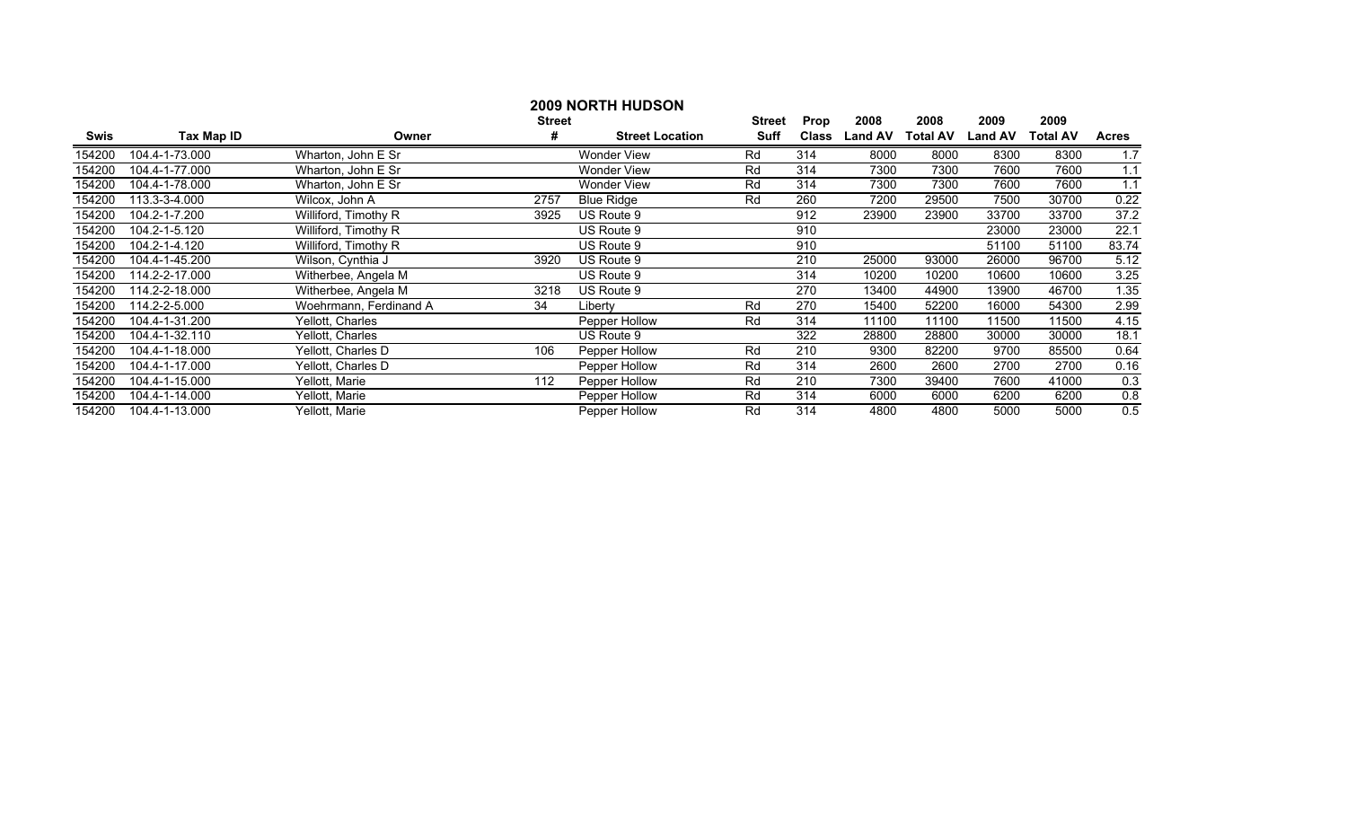# 2009 NORTH HUDSON

| Swis | Tax Map ID | Owner | Street # | Street Location | Street Suff | Prop Class | 2008 Land AV | 2008 Total AV | 2009 Land AV | 2009 Total AV | Acres |
|---|---|---|---|---|---|---|---|---|---|---|---|
| 154200 | 104.4-1-73.000 | Wharton, John E Sr | | Wonder View | Rd | 314 | 8000 | 8000 | 8300 | 8300 | 1.7 |
| 154200 | 104.4-1-77.000 | Wharton, John E Sr | | Wonder View | Rd | 314 | 7300 | 7300 | 7600 | 7600 | 1.1 |
| 154200 | 104.4-1-78.000 | Wharton, John E Sr | | Wonder View | Rd | 314 | 7300 | 7300 | 7600 | 7600 | 1.1 |
| 154200 | 113.3-3-4.000 | Wilcox, John A | 2757 | Blue Ridge | Rd | 260 | 7200 | 29500 | 7500 | 30700 | 0.22 |
| 154200 | 104.2-1-7.200 | Williford, Timothy R | 3925 | US Route 9 | | 912 | 23900 | 23900 | 33700 | 33700 | 37.2 |
| 154200 | 104.2-1-5.120 | Williford, Timothy R | | US Route 9 | | 910 | | | 23000 | 23000 | 22.1 |
| 154200 | 104.2-1-4.120 | Williford, Timothy R | | US Route 9 | | 910 | | | 51100 | 51100 | 83.74 |
| 154200 | 104.4-1-45.200 | Wilson, Cynthia J | 3920 | US Route 9 | | 210 | 25000 | 93000 | 26000 | 96700 | 5.12 |
| 154200 | 114.2-2-17.000 | Witherbee, Angela M | | US Route 9 | | 314 | 10200 | 10200 | 10600 | 10600 | 3.25 |
| 154200 | 114.2-2-18.000 | Witherbee, Angela M | 3218 | US Route 9 | | 270 | 13400 | 44900 | 13900 | 46700 | 1.35 |
| 154200 | 114.2-2-5.000 | Woehrmann, Ferdinand A | 34 | Liberty | Rd | 270 | 15400 | 52200 | 16000 | 54300 | 2.99 |
| 154200 | 104.4-1-31.200 | Yellott, Charles | | Pepper Hollow | Rd | 314 | 11100 | 11100 | 11500 | 11500 | 4.15 |
| 154200 | 104.4-1-32.110 | Yellott, Charles | | US Route 9 | | 322 | 28800 | 28800 | 30000 | 30000 | 18.1 |
| 154200 | 104.4-1-18.000 | Yellott, Charles D | 106 | Pepper Hollow | Rd | 210 | 9300 | 82200 | 9700 | 85500 | 0.64 |
| 154200 | 104.4-1-17.000 | Yellott, Charles D | | Pepper Hollow | Rd | 314 | 2600 | 2600 | 2700 | 2700 | 0.16 |
| 154200 | 104.4-1-15.000 | Yellott, Marie | 112 | Pepper Hollow | Rd | 210 | 7300 | 39400 | 7600 | 41000 | 0.3 |
| 154200 | 104.4-1-14.000 | Yellott, Marie | | Pepper Hollow | Rd | 314 | 6000 | 6000 | 6200 | 6200 | 0.8 |
| 154200 | 104.4-1-13.000 | Yellott, Marie | | Pepper Hollow | Rd | 314 | 4800 | 4800 | 5000 | 5000 | 0.5 |